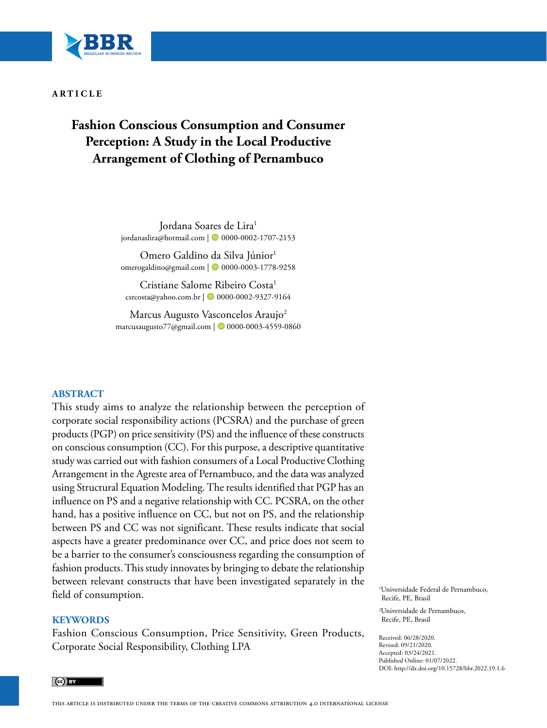ARTICLE

# Fashion Conscious Consumption and Consumer Perception: A Study in the Local Productive Arrangement of Clothing of Pernambuco

Jordana Soares de Lira[1]
jordanaslira@hotmail.com | 0000-0002-1707-2153

Omero Galdino da Silva Júnior[1]
omerogaldino@gmail.com | 0000-0003-1778-9258

Cristiane Salome Ribeiro Costa[1]
csrcosta@yahoo.com.br | 0000-0002-9327-9164

Marcus Augusto Vasconcelos Araujo[2]
marcusaugusto77@gmail.com | 0000-0003-4559-0860

## ABSTRACT

This study aims to analyze the relationship between the perception of corporate social responsibility actions (PCSRA) and the purchase of green products (PGP) on price sensitivity (PS) and the influence of these constructs on conscious consumption (CC). For this purpose, a descriptive quantitative study was carried out with fashion consumers of a Local Productive Clothing Arrangement in the Agreste area of Pernambuco, and the data was analyzed using Structural Equation Modeling. The results identified that PGP has an influence on PS and a negative relationship with CC. PCSRA, on the other hand, has a positive influence on CC, but not on PS, and the relationship between PS and CC was not significant. These results indicate that social aspects have a greater predominance over CC, and price does not seem to be a barrier to the consumer's consciousness regarding the consumption of fashion products. This study innovates by bringing to debate the relationship between relevant constructs that have been investigated separately in the field of consumption.

## KEYWORDS

Fashion Conscious Consumption, Price Sensitivity, Green Products, Corporate Social Responsibility, Clothing LPA

[1]Universidade Federal de Pernambuco, Recife, PE, Brasil

[2]Universidade de Pernambuco, Recife, PE, Brasil

Received: 06/28/2020.
Revised: 09/21/2020.
Accepted: 03/24/2021.
Published Online: 01/07/2022.
DOI: http://dx.doi.org/10.15728/bbr.2022.19.1.6

This article is distributed under the terms of the Creative Commons Attribution 4.0 International License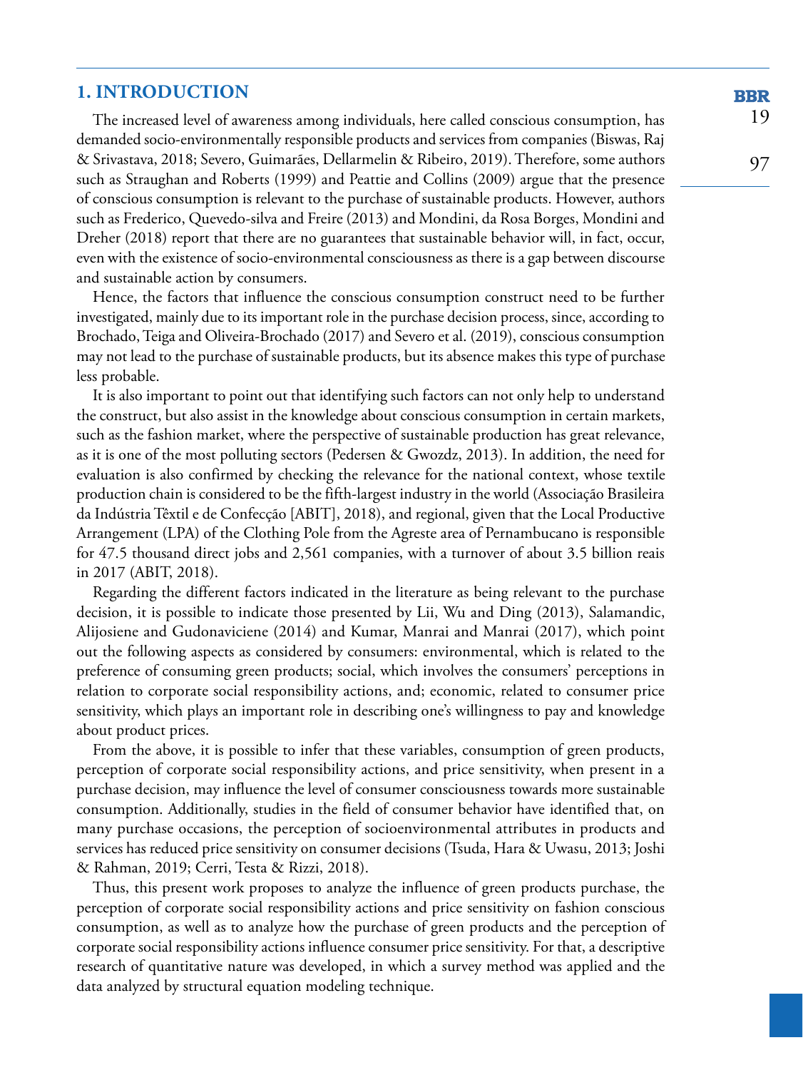## 1. INTRODUCTION

The increased level of awareness among individuals, here called conscious consumption, has demanded socio-environmentally responsible products and services from companies (Biswas, Raj & Srivastava, 2018; Severo, Guimarães, Dellarmelin & Ribeiro, 2019). Therefore, some authors such as Straughan and Roberts (1999) and Peattie and Collins (2009) argue that the presence of conscious consumption is relevant to the purchase of sustainable products. However, authors such as Frederico, Quevedo-silva and Freire (2013) and Mondini, da Rosa Borges, Mondini and Dreher (2018) report that there are no guarantees that sustainable behavior will, in fact, occur, even with the existence of socio-environmental consciousness as there is a gap between discourse and sustainable action by consumers.

Hence, the factors that influence the conscious consumption construct need to be further investigated, mainly due to its important role in the purchase decision process, since, according to Brochado, Teiga and Oliveira-Brochado (2017) and Severo et al. (2019), conscious consumption may not lead to the purchase of sustainable products, but its absence makes this type of purchase less probable.

It is also important to point out that identifying such factors can not only help to understand the construct, but also assist in the knowledge about conscious consumption in certain markets, such as the fashion market, where the perspective of sustainable production has great relevance, as it is one of the most polluting sectors (Pedersen & Gwozdz, 2013). In addition, the need for evaluation is also confirmed by checking the relevance for the national context, whose textile production chain is considered to be the fifth-largest industry in the world (Associação Brasileira da Indústria Têxtil e de Confecção [ABIT], 2018), and regional, given that the Local Productive Arrangement (LPA) of the Clothing Pole from the Agreste area of Pernambucano is responsible for 47.5 thousand direct jobs and 2,561 companies, with a turnover of about 3.5 billion reais in 2017 (ABIT, 2018).

Regarding the different factors indicated in the literature as being relevant to the purchase decision, it is possible to indicate those presented by Lii, Wu and Ding (2013), Salamandic, Alijosiene and Gudonaviciene (2014) and Kumar, Manrai and Manrai (2017), which point out the following aspects as considered by consumers: environmental, which is related to the preference of consuming green products; social, which involves the consumers' perceptions in relation to corporate social responsibility actions, and; economic, related to consumer price sensitivity, which plays an important role in describing one's willingness to pay and knowledge about product prices.

From the above, it is possible to infer that these variables, consumption of green products, perception of corporate social responsibility actions, and price sensitivity, when present in a purchase decision, may influence the level of consumer consciousness towards more sustainable consumption. Additionally, studies in the field of consumer behavior have identified that, on many purchase occasions, the perception of socioenvironmental attributes in products and services has reduced price sensitivity on consumer decisions (Tsuda, Hara & Uwasu, 2013; Joshi & Rahman, 2019; Cerri, Testa & Rizzi, 2018).

Thus, this present work proposes to analyze the influence of green products purchase, the perception of corporate social responsibility actions and price sensitivity on fashion conscious consumption, as well as to analyze how the purchase of green products and the perception of corporate social responsibility actions influence consumer price sensitivity. For that, a descriptive research of quantitative nature was developed, in which a survey method was applied and the data analyzed by structural equation modeling technique.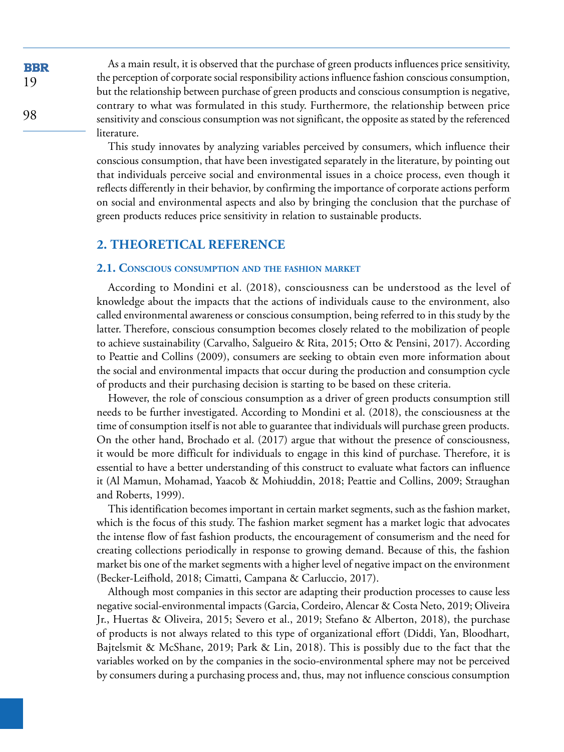As a main result, it is observed that the purchase of green products influences price sensitivity, the perception of corporate social responsibility actions influence fashion conscious consumption, but the relationship between purchase of green products and conscious consumption is negative, contrary to what was formulated in this study. Furthermore, the relationship between price sensitivity and conscious consumption was not significant, the opposite as stated by the referenced literature.

This study innovates by analyzing variables perceived by consumers, which influence their conscious consumption, that have been investigated separately in the literature, by pointing out that individuals perceive social and environmental issues in a choice process, even though it reflects differently in their behavior, by confirming the importance of corporate actions perform on social and environmental aspects and also by bringing the conclusion that the purchase of green products reduces price sensitivity in relation to sustainable products.

## 2. THEORETICAL REFERENCE

### 2.1. Conscious consumption and the fashion market

According to Mondini et al. (2018), consciousness can be understood as the level of knowledge about the impacts that the actions of individuals cause to the environment, also called environmental awareness or conscious consumption, being referred to in this study by the latter. Therefore, conscious consumption becomes closely related to the mobilization of people to achieve sustainability (Carvalho, Salgueiro & Rita, 2015; Otto & Pensini, 2017). According to Peattie and Collins (2009), consumers are seeking to obtain even more information about the social and environmental impacts that occur during the production and consumption cycle of products and their purchasing decision is starting to be based on these criteria.

However, the role of conscious consumption as a driver of green products consumption still needs to be further investigated. According to Mondini et al. (2018), the consciousness at the time of consumption itself is not able to guarantee that individuals will purchase green products. On the other hand, Brochado et al. (2017) argue that without the presence of consciousness, it would be more difficult for individuals to engage in this kind of purchase. Therefore, it is essential to have a better understanding of this construct to evaluate what factors can influence it (Al Mamun, Mohamad, Yaacob & Mohiuddin, 2018; Peattie and Collins, 2009; Straughan and Roberts, 1999).

This identification becomes important in certain market segments, such as the fashion market, which is the focus of this study. The fashion market segment has a market logic that advocates the intense flow of fast fashion products, the encouragement of consumerism and the need for creating collections periodically in response to growing demand. Because of this, the fashion market bis one of the market segments with a higher level of negative impact on the environment (Becker-Leifhold, 2018; Cimatti, Campana & Carluccio, 2017).

Although most companies in this sector are adapting their production processes to cause less negative social-environmental impacts (Garcia, Cordeiro, Alencar & Costa Neto, 2019; Oliveira Jr., Huertas & Oliveira, 2015; Severo et al., 2019; Stefano & Alberton, 2018), the purchase of products is not always related to this type of organizational effort (Diddi, Yan, Bloodhart, Bajtelsmit & McShane, 2019; Park & Lin, 2018). This is possibly due to the fact that the variables worked on by the companies in the socio-environmental sphere may not be perceived by consumers during a purchasing process and, thus, may not influence conscious consumption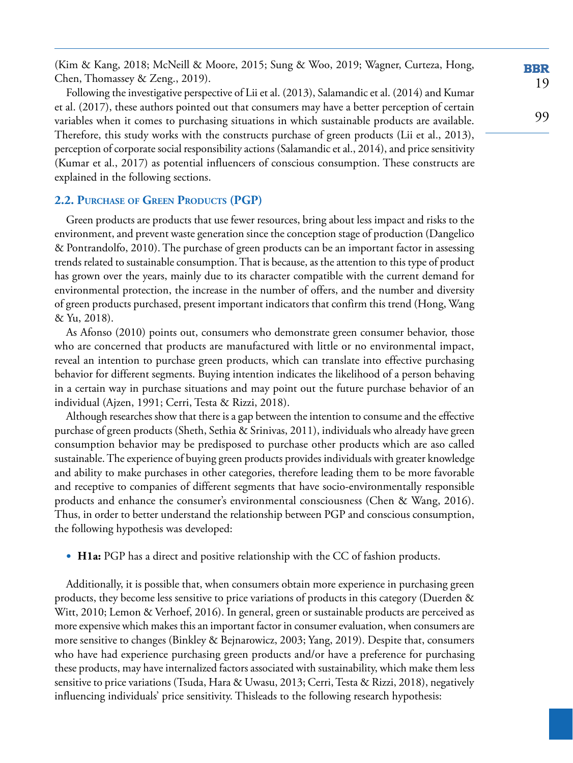(Kim & Kang, 2018; McNeill & Moore, 2015; Sung & Woo, 2019; Wagner, Curteza, Hong, Chen, Thomassey & Zeng., 2019).

Following the investigative perspective of Lii et al. (2013), Salamandic et al. (2014) and Kumar et al. (2017), these authors pointed out that consumers may have a better perception of certain variables when it comes to purchasing situations in which sustainable products are available. Therefore, this study works with the constructs purchase of green products (Lii et al., 2013), perception of corporate social responsibility actions (Salamandic et al., 2014), and price sensitivity (Kumar et al., 2017) as potential influencers of conscious consumption. These constructs are explained in the following sections.

### 2.2. Purchase of Green Products (PGP)

Green products are products that use fewer resources, bring about less impact and risks to the environment, and prevent waste generation since the conception stage of production (Dangelico & Pontrandolfo, 2010). The purchase of green products can be an important factor in assessing trends related to sustainable consumption. That is because, as the attention to this type of product has grown over the years, mainly due to its character compatible with the current demand for environmental protection, the increase in the number of offers, and the number and diversity of green products purchased, present important indicators that confirm this trend (Hong, Wang & Yu, 2018).

As Afonso (2010) points out, consumers who demonstrate green consumer behavior, those who are concerned that products are manufactured with little or no environmental impact, reveal an intention to purchase green products, which can translate into effective purchasing behavior for different segments. Buying intention indicates the likelihood of a person behaving in a certain way in purchase situations and may point out the future purchase behavior of an individual (Ajzen, 1991; Cerri, Testa & Rizzi, 2018).

Although researches show that there is a gap between the intention to consume and the effective purchase of green products (Sheth, Sethia & Srinivas, 2011), individuals who already have green consumption behavior may be predisposed to purchase other products which are aso called sustainable. The experience of buying green products provides individuals with greater knowledge and ability to make purchases in other categories, therefore leading them to be more favorable and receptive to companies of different segments that have socio-environmentally responsible products and enhance the consumer's environmental consciousness (Chen & Wang, 2016). Thus, in order to better understand the relationship between PGP and conscious consumption, the following hypothesis was developed:

- **H1a:** PGP has a direct and positive relationship with the CC of fashion products.

Additionally, it is possible that, when consumers obtain more experience in purchasing green products, they become less sensitive to price variations of products in this category (Duerden & Witt, 2010; Lemon & Verhoef, 2016). In general, green or sustainable products are perceived as more expensive which makes this an important factor in consumer evaluation, when consumers are more sensitive to changes (Binkley & Bejnarowicz, 2003; Yang, 2019). Despite that, consumers who have had experience purchasing green products and/or have a preference for purchasing these products, may have internalized factors associated with sustainability, which make them less sensitive to price variations (Tsuda, Hara & Uwasu, 2013; Cerri, Testa & Rizzi, 2018), negatively influencing individuals' price sensitivity. Thisleads to the following research hypothesis: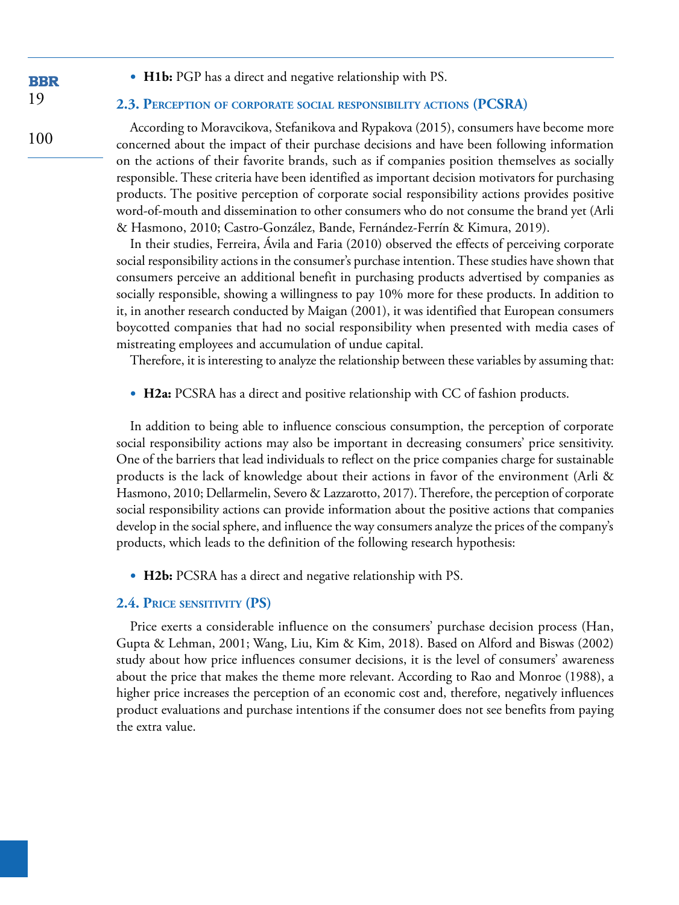- **H1b:** PGP has a direct and negative relationship with PS.

### 2.3. Perception of corporate social responsibility actions (PCSRA)

According to Moravcikova, Stefanikova and Rypakova (2015), consumers have become more concerned about the impact of their purchase decisions and have been following information on the actions of their favorite brands, such as if companies position themselves as socially responsible. These criteria have been identified as important decision motivators for purchasing products. The positive perception of corporate social responsibility actions provides positive word-of-mouth and dissemination to other consumers who do not consume the brand yet (Arli & Hasmono, 2010; Castro-González, Bande, Fernández-Ferrín & Kimura, 2019).

In their studies, Ferreira, Ávila and Faria (2010) observed the effects of perceiving corporate social responsibility actions in the consumer's purchase intention. These studies have shown that consumers perceive an additional benefit in purchasing products advertised by companies as socially responsible, showing a willingness to pay 10% more for these products. In addition to it, in another research conducted by Maigan (2001), it was identified that European consumers boycotted companies that had no social responsibility when presented with media cases of mistreating employees and accumulation of undue capital.

Therefore, it is interesting to analyze the relationship between these variables by assuming that:

- **H2a:** PCSRA has a direct and positive relationship with CC of fashion products.

In addition to being able to influence conscious consumption, the perception of corporate social responsibility actions may also be important in decreasing consumers' price sensitivity. One of the barriers that lead individuals to reflect on the price companies charge for sustainable products is the lack of knowledge about their actions in favor of the environment (Arli & Hasmono, 2010; Dellarmelin, Severo & Lazzarotto, 2017). Therefore, the perception of corporate social responsibility actions can provide information about the positive actions that companies develop in the social sphere, and influence the way consumers analyze the prices of the company's products, which leads to the definition of the following research hypothesis:

- **H2b:** PCSRA has a direct and negative relationship with PS.

### 2.4. Price sensitivity (PS)

Price exerts a considerable influence on the consumers' purchase decision process (Han, Gupta & Lehman, 2001; Wang, Liu, Kim & Kim, 2018). Based on Alford and Biswas (2002) study about how price influences consumer decisions, it is the level of consumers' awareness about the price that makes the theme more relevant. According to Rao and Monroe (1988), a higher price increases the perception of an economic cost and, therefore, negatively influences product evaluations and purchase intentions if the consumer does not see benefits from paying the extra value.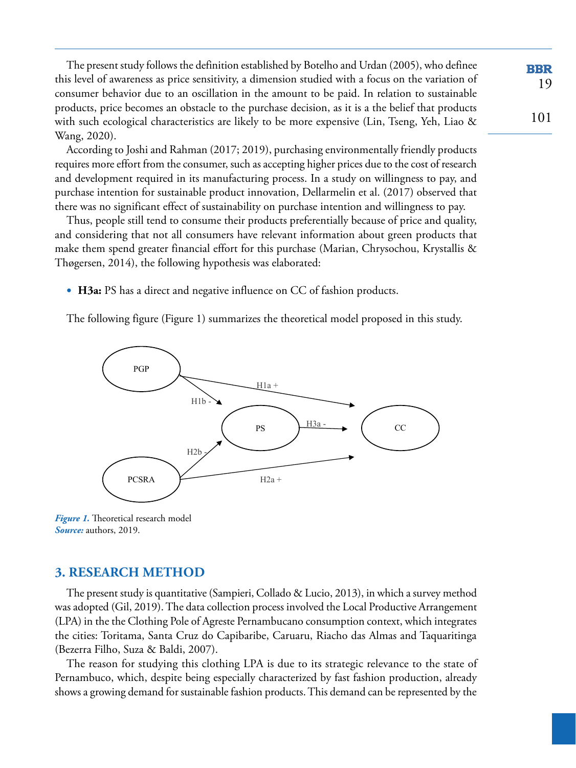The present study follows the definition established by Botelho and Urdan (2005), who definee this level of awareness as price sensitivity, a dimension studied with a focus on the variation of consumer behavior due to an oscillation in the amount to be paid. In relation to sustainable products, price becomes an obstacle to the purchase decision, as it is a the belief that products with such ecological characteristics are likely to be more expensive (Lin, Tseng, Yeh, Liao & Wang, 2020).

According to Joshi and Rahman (2017; 2019), purchasing environmentally friendly products requires more effort from the consumer, such as accepting higher prices due to the cost of research and development required in its manufacturing process. In a study on willingness to pay, and purchase intention for sustainable product innovation, Dellarmelin et al. (2017) observed that there was no significant effect of sustainability on purchase intention and willingness to pay.

Thus, people still tend to consume their products preferentially because of price and quality, and considering that not all consumers have relevant information about green products that make them spend greater financial effort for this purchase (Marian, Chrysochou, Krystallis & Thøgersen, 2014), the following hypothesis was elaborated:

- **H3a:** PS has a direct and negative influence on CC of fashion products.

The following figure (Figure 1) summarizes the theoretical model proposed in this study.

***Figure 1.*** Theoretical research model
***Source:*** authors, 2019.

## 3. RESEARCH METHOD

The present study is quantitative (Sampieri, Collado & Lucio, 2013), in which a survey method was adopted (Gil, 2019). The data collection process involved the Local Productive Arrangement (LPA) in the the Clothing Pole of Agreste Pernambucano consumption context, which integrates the cities: Toritama, Santa Cruz do Capibaribe, Caruaru, Riacho das Almas and Taquaritinga (Bezerra Filho, Suza & Baldi, 2007).

The reason for studying this clothing LPA is due to its strategic relevance to the state of Pernambuco, which, despite being especially characterized by fast fashion production, already shows a growing demand for sustainable fashion products. This demand can be represented by the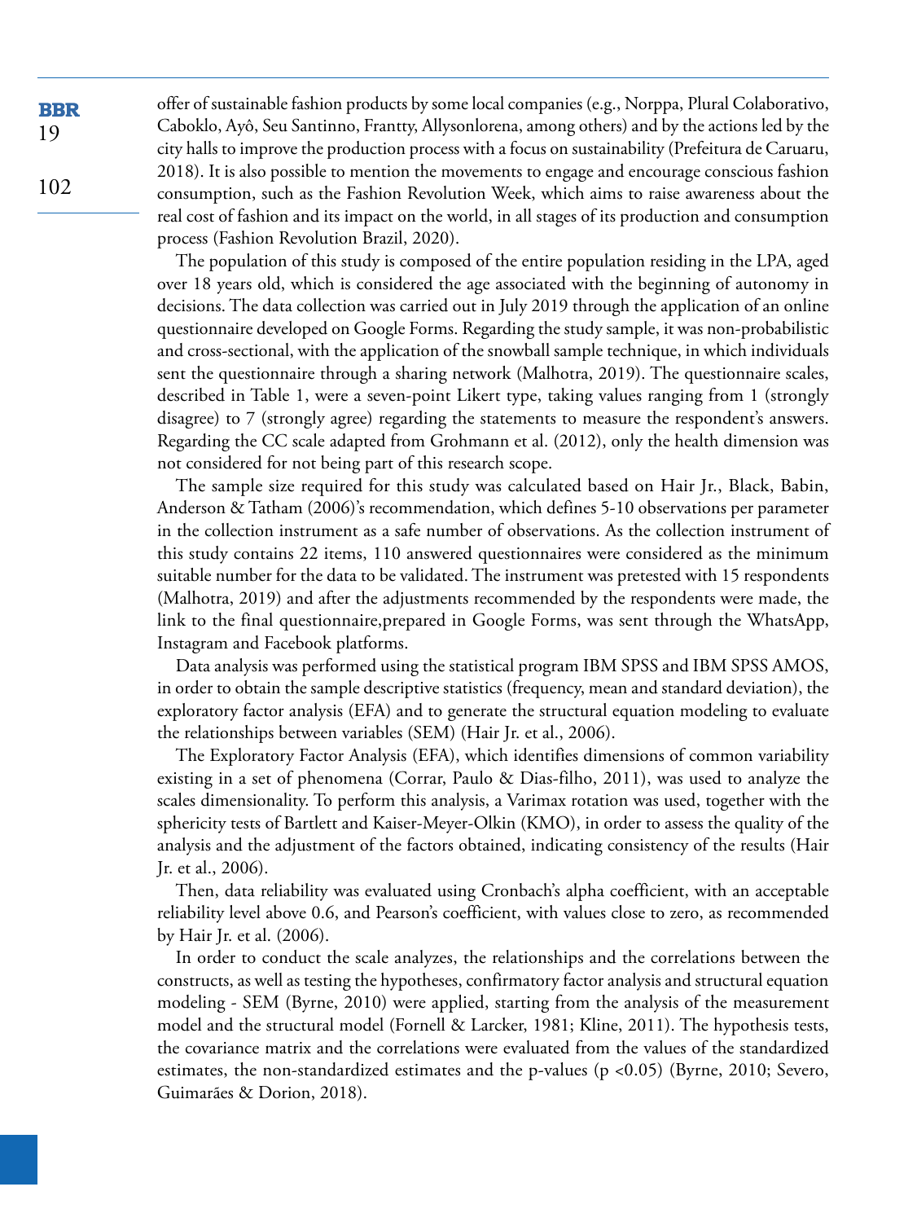offer of sustainable fashion products by some local companies (e.g., Norppa, Plural Colaborativo, Caboklo, Ayô, Seu Santinno, Frantty, Allysonlorena, among others) and by the actions led by the city halls to improve the production process with a focus on sustainability (Prefeitura de Caruaru, 2018). It is also possible to mention the movements to engage and encourage conscious fashion consumption, such as the Fashion Revolution Week, which aims to raise awareness about the real cost of fashion and its impact on the world, in all stages of its production and consumption process (Fashion Revolution Brazil, 2020).

The population of this study is composed of the entire population residing in the LPA, aged over 18 years old, which is considered the age associated with the beginning of autonomy in decisions. The data collection was carried out in July 2019 through the application of an online questionnaire developed on Google Forms. Regarding the study sample, it was non-probabilistic and cross-sectional, with the application of the snowball sample technique, in which individuals sent the questionnaire through a sharing network (Malhotra, 2019). The questionnaire scales, described in Table 1, were a seven-point Likert type, taking values ranging from 1 (strongly disagree) to 7 (strongly agree) regarding the statements to measure the respondent's answers. Regarding the CC scale adapted from Grohmann et al. (2012), only the health dimension was not considered for not being part of this research scope.

The sample size required for this study was calculated based on Hair Jr., Black, Babin, Anderson & Tatham (2006)'s recommendation, which defines 5-10 observations per parameter in the collection instrument as a safe number of observations. As the collection instrument of this study contains 22 items, 110 answered questionnaires were considered as the minimum suitable number for the data to be validated. The instrument was pretested with 15 respondents (Malhotra, 2019) and after the adjustments recommended by the respondents were made, the link to the final questionnaire,prepared in Google Forms, was sent through the WhatsApp, Instagram and Facebook platforms.

Data analysis was performed using the statistical program IBM SPSS and IBM SPSS AMOS, in order to obtain the sample descriptive statistics (frequency, mean and standard deviation), the exploratory factor analysis (EFA) and to generate the structural equation modeling to evaluate the relationships between variables (SEM) (Hair Jr. et al., 2006).

The Exploratory Factor Analysis (EFA), which identifies dimensions of common variability existing in a set of phenomena (Corrar, Paulo & Dias-filho, 2011), was used to analyze the scales dimensionality. To perform this analysis, a Varimax rotation was used, together with the sphericity tests of Bartlett and Kaiser-Meyer-Olkin (KMO), in order to assess the quality of the analysis and the adjustment of the factors obtained, indicating consistency of the results (Hair Jr. et al., 2006).

Then, data reliability was evaluated using Cronbach's alpha coefficient, with an acceptable reliability level above 0.6, and Pearson's coefficient, with values close to zero, as recommended by Hair Jr. et al. (2006).

In order to conduct the scale analyzes, the relationships and the correlations between the constructs, as well as testing the hypotheses, confirmatory factor analysis and structural equation modeling - SEM (Byrne, 2010) were applied, starting from the analysis of the measurement model and the structural model (Fornell & Larcker, 1981; Kline, 2011). The hypothesis tests, the covariance matrix and the correlations were evaluated from the values of the standardized estimates, the non-standardized estimates and the p-values ($p < 0.05$) (Byrne, 2010; Severo, Guimarães & Dorion, 2018).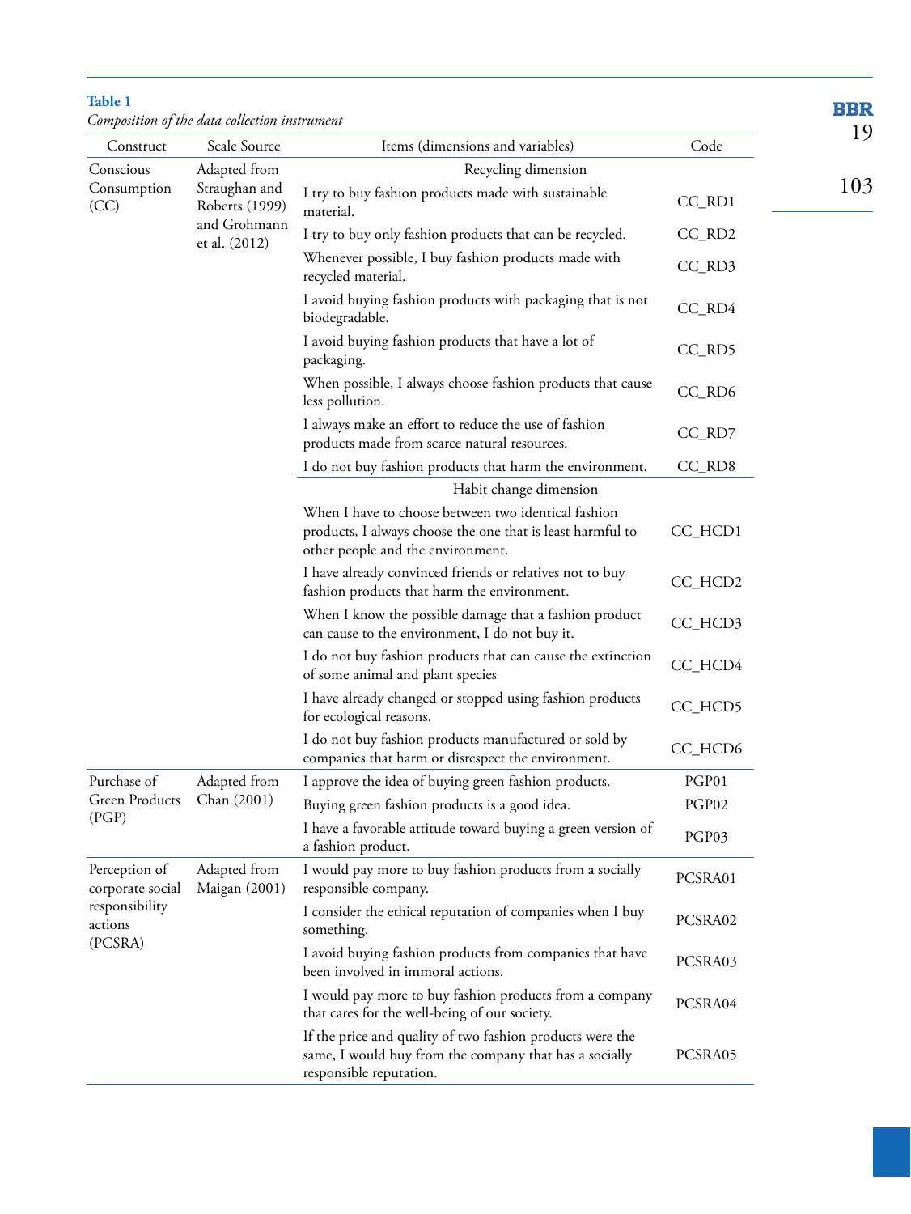**Table 1**

*Composition of the data collection instrument*

| Construct | Scale Source | Items (dimensions and variables) | Code |
|---|---|---|---|
| Conscious Consumption (CC) | Adapted from Straughan and Roberts (1999) and Grohmann et al. (2012) | Recycling dimension | |
| | | I try to buy fashion products made with sustainable material. | CC_RD1 |
| | | I try to buy only fashion products that can be recycled. | CC_RD2 |
| | | Whenever possible, I buy fashion products made with recycled material. | CC_RD3 |
| | | I avoid buying fashion products with packaging that is not biodegradable. | CC_RD4 |
| | | I avoid buying fashion products that have a lot of packaging. | CC_RD5 |
| | | When possible, I always choose fashion products that cause less pollution. | CC_RD6 |
| | | I always make an effort to reduce the use of fashion products made from scarce natural resources. | CC_RD7 |
| | | I do not buy fashion products that harm the environment. | CC_RD8 |
| | | Habit change dimension | |
| | | When I have to choose between two identical fashion products, I always choose the one that is least harmful to other people and the environment. | CC_HCD1 |
| | | I have already convinced friends or relatives not to buy fashion products that harm the environment. | CC_HCD2 |
| | | When I know the possible damage that a fashion product can cause to the environment, I do not buy it. | CC_HCD3 |
| | | I do not buy fashion products that can cause the extinction of some animal and plant species | CC_HCD4 |
| | | I have already changed or stopped using fashion products for ecological reasons. | CC_HCD5 |
| | | I do not buy fashion products manufactured or sold by companies that harm or disrespect the environment. | CC_HCD6 |
| Purchase of Green Products (PGP) | Adapted from Chan (2001) | I approve the idea of buying green fashion products. | PGP01 |
| | | Buying green fashion products is a good idea. | PGP02 |
| | | I have a favorable attitude toward buying a green version of a fashion product. | PGP03 |
| Perception of corporate social responsibility actions (PCSRA) | Adapted from Maigan (2001) | I would pay more to buy fashion products from a socially responsible company. | PCSRA01 |
| | | I consider the ethical reputation of companies when I buy something. | PCSRA02 |
| | | I avoid buying fashion products from companies that have been involved in immoral actions. | PCSRA03 |
| | | I would pay more to buy fashion products from a company that cares for the well-being of our society. | PCSRA04 |
| | | If the price and quality of two fashion products were the same, I would buy from the company that has a socially responsible reputation. | PCSRA05 |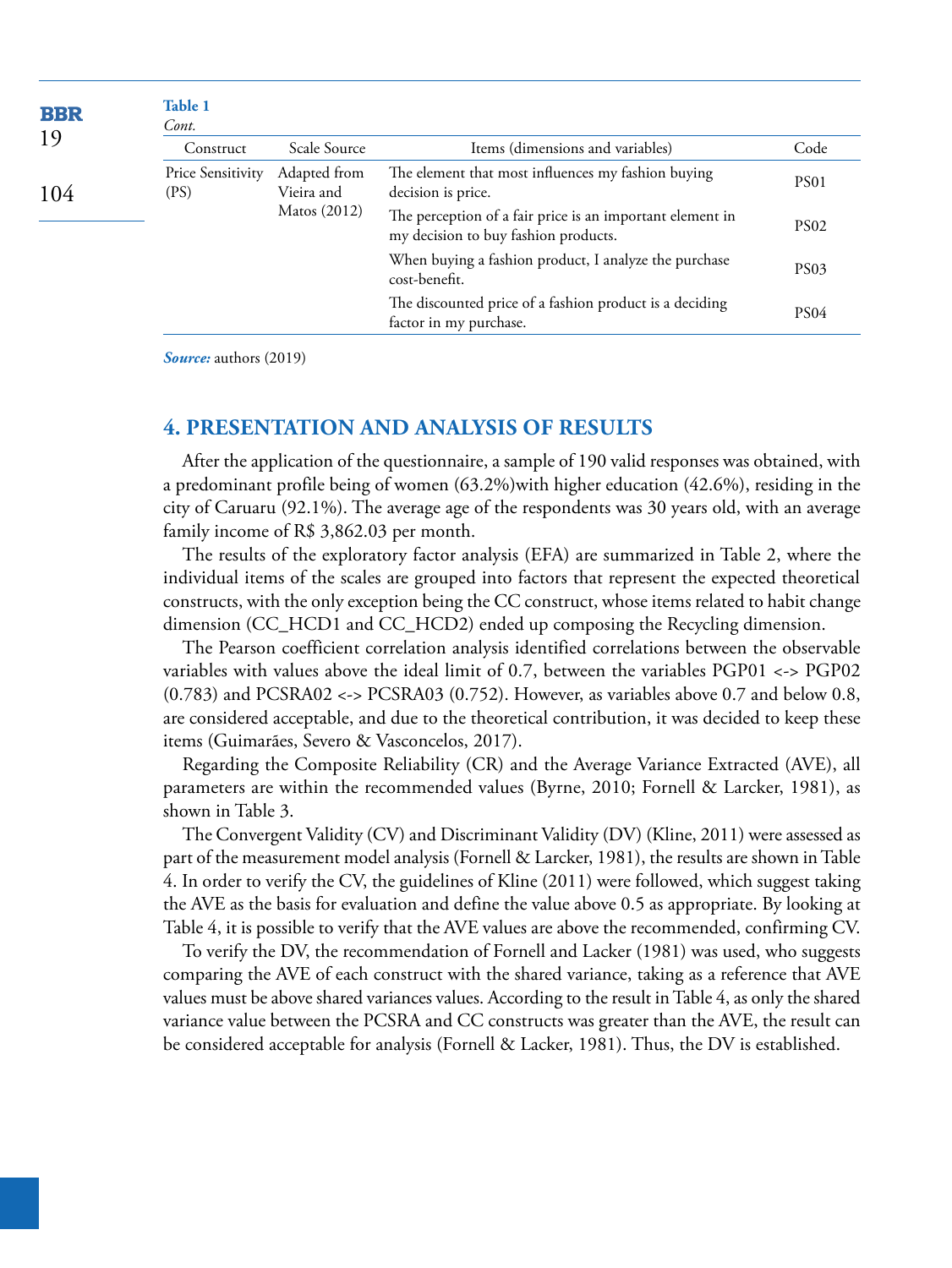**Table 1**
*Cont.*

| Construct | Scale Source | Items (dimensions and variables) | Code |
|---|---|---|---|
| Price Sensitivity (PS) | Adapted from Vieira and Matos (2012) | The element that most influences my fashion buying decision is price. | PS01 |
| | | The perception of a fair price is an important element in my decision to buy fashion products. | PS02 |
| | | When buying a fashion product, I analyze the purchase cost-benefit. | PS03 |
| | | The discounted price of a fashion product is a deciding factor in my purchase. | PS04 |

***Source:*** authors (2019)

## 4. PRESENTATION AND ANALYSIS OF RESULTS

After the application of the questionnaire, a sample of 190 valid responses was obtained, with a predominant profile being of women (63.2%)with higher education (42.6%), residing in the city of Caruaru (92.1%). The average age of the respondents was 30 years old, with an average family income of R$ 3,862.03 per month.

The results of the exploratory factor analysis (EFA) are summarized in Table 2, where the individual items of the scales are grouped into factors that represent the expected theoretical constructs, with the only exception being the CC construct, whose items related to habit change dimension (CC_HCD1 and CC_HCD2) ended up composing the Recycling dimension.

The Pearson coefficient correlation analysis identified correlations between the observable variables with values above the ideal limit of 0.7, between the variables PGP01 <-> PGP02 (0.783) and PCSRA02 <-> PCSRA03 (0.752). However, as variables above 0.7 and below 0.8, are considered acceptable, and due to the theoretical contribution, it was decided to keep these items (Guimarães, Severo & Vasconcelos, 2017).

Regarding the Composite Reliability (CR) and the Average Variance Extracted (AVE), all parameters are within the recommended values (Byrne, 2010; Fornell & Larcker, 1981), as shown in Table 3.

The Convergent Validity (CV) and Discriminant Validity (DV) (Kline, 2011) were assessed as part of the measurement model analysis (Fornell & Larcker, 1981), the results are shown in Table 4. In order to verify the CV, the guidelines of Kline (2011) were followed, which suggest taking the AVE as the basis for evaluation and define the value above 0.5 as appropriate. By looking at Table 4, it is possible to verify that the AVE values are above the recommended, confirming CV.

To verify the DV, the recommendation of Fornell and Lacker (1981) was used, who suggests comparing the AVE of each construct with the shared variance, taking as a reference that AVE values must be above shared variances values. According to the result in Table 4, as only the shared variance value between the PCSRA and CC constructs was greater than the AVE, the result can be considered acceptable for analysis (Fornell & Lacker, 1981). Thus, the DV is established.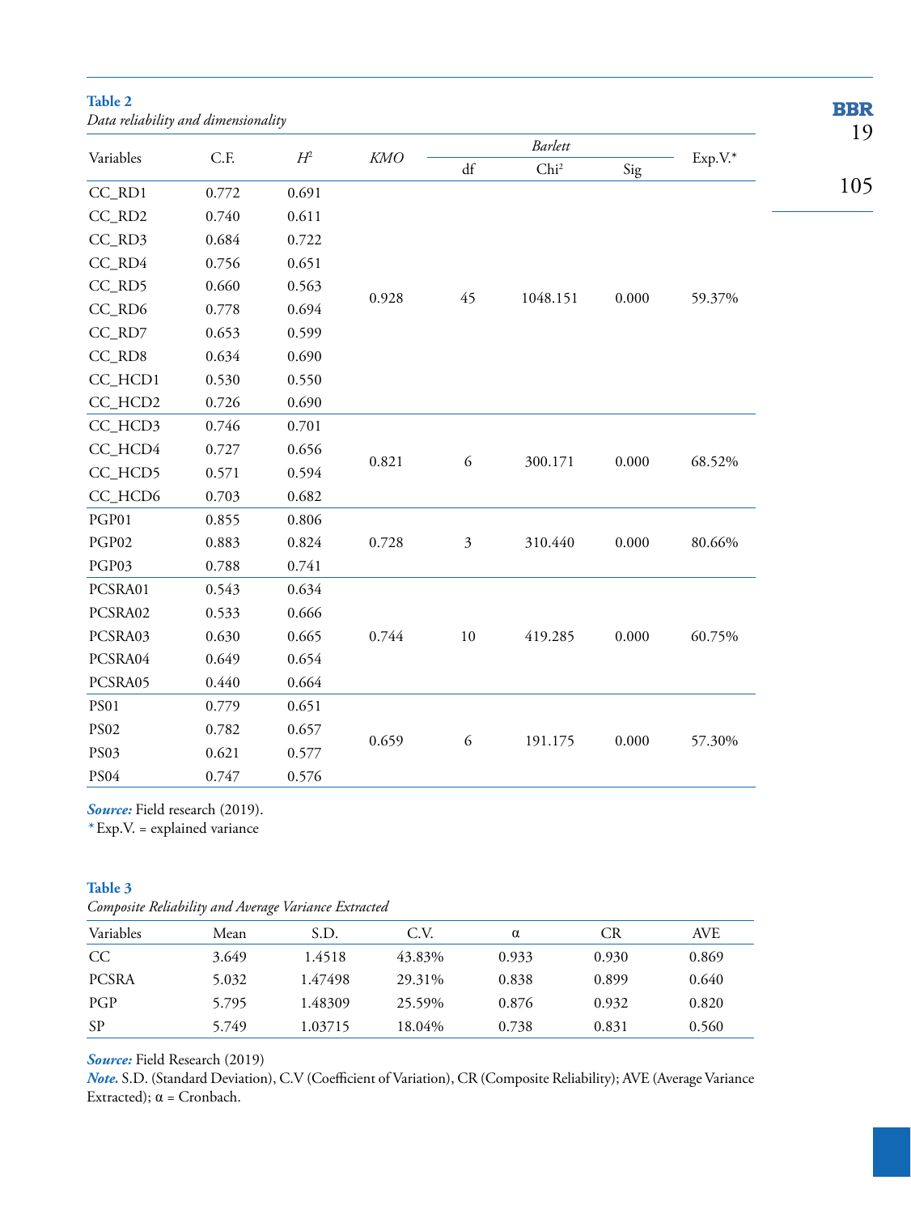**Table 2**

*Data reliability and dimensionality*

| Variables | C.F. | $H^2$ | *KMO* | *Barlett* | | | Exp.V.* |
|---|---|---|---|---|---|---|---|
| | | | | df | Chi² | Sig | |
| CC_RD1 | 0.772 | 0.691 | 0.928 | 45 | 1048.151 | 0.000 | 59.37% |
| CC_RD2 | 0.740 | 0.611 | | | | | |
| CC_RD3 | 0.684 | 0.722 | | | | | |
| CC_RD4 | 0.756 | 0.651 | | | | | |
| CC_RD5 | 0.660 | 0.563 | | | | | |
| CC_RD6 | 0.778 | 0.694 | | | | | |
| CC_RD7 | 0.653 | 0.599 | | | | | |
| CC_RD8 | 0.634 | 0.690 | | | | | |
| CC_HCD1 | 0.530 | 0.550 | | | | | |
| CC_HCD2 | 0.726 | 0.690 | | | | | |
| CC_HCD3 | 0.746 | 0.701 | 0.821 | 6 | 300.171 | 0.000 | 68.52% |
| CC_HCD4 | 0.727 | 0.656 | | | | | |
| CC_HCD5 | 0.571 | 0.594 | | | | | |
| CC_HCD6 | 0.703 | 0.682 | | | | | |
| PGP01 | 0.855 | 0.806 | 0.728 | 3 | 310.440 | 0.000 | 80.66% |
| PGP02 | 0.883 | 0.824 | | | | | |
| PGP03 | 0.788 | 0.741 | | | | | |
| PCSRA01 | 0.543 | 0.634 | 0.744 | 10 | 419.285 | 0.000 | 60.75% |
| PCSRA02 | 0.533 | 0.666 | | | | | |
| PCSRA03 | 0.630 | 0.665 | | | | | |
| PCSRA04 | 0.649 | 0.654 | | | | | |
| PCSRA05 | 0.440 | 0.664 | | | | | |
| PS01 | 0.779 | 0.651 | 0.659 | 6 | 191.175 | 0.000 | 57.30% |
| PS02 | 0.782 | 0.657 | | | | | |
| PS03 | 0.621 | 0.577 | | | | | |
| PS04 | 0.747 | 0.576 | | | | | |

***Source:*** Field research (2019).
\* Exp.V. = explained variance

**Table 3**

*Composite Reliability and Average Variance Extracted*

| Variables | Mean | S.D. | C.V. | α | CR | AVE |
|---|---|---|---|---|---|---|
| CC | 3.649 | 1.4518 | 43.83% | 0.933 | 0.930 | 0.869 |
| PCSRA | 5.032 | 1.47498 | 29.31% | 0.838 | 0.899 | 0.640 |
| PGP | 5.795 | 1.48309 | 25.59% | 0.876 | 0.932 | 0.820 |
| SP | 5.749 | 1.03715 | 18.04% | 0.738 | 0.831 | 0.560 |

***Source:*** Field Research (2019)
***Note.*** S.D. (Standard Deviation), C.V (Coefficient of Variation), CR (Composite Reliability); AVE (Average Variance Extracted); α = Cronbach.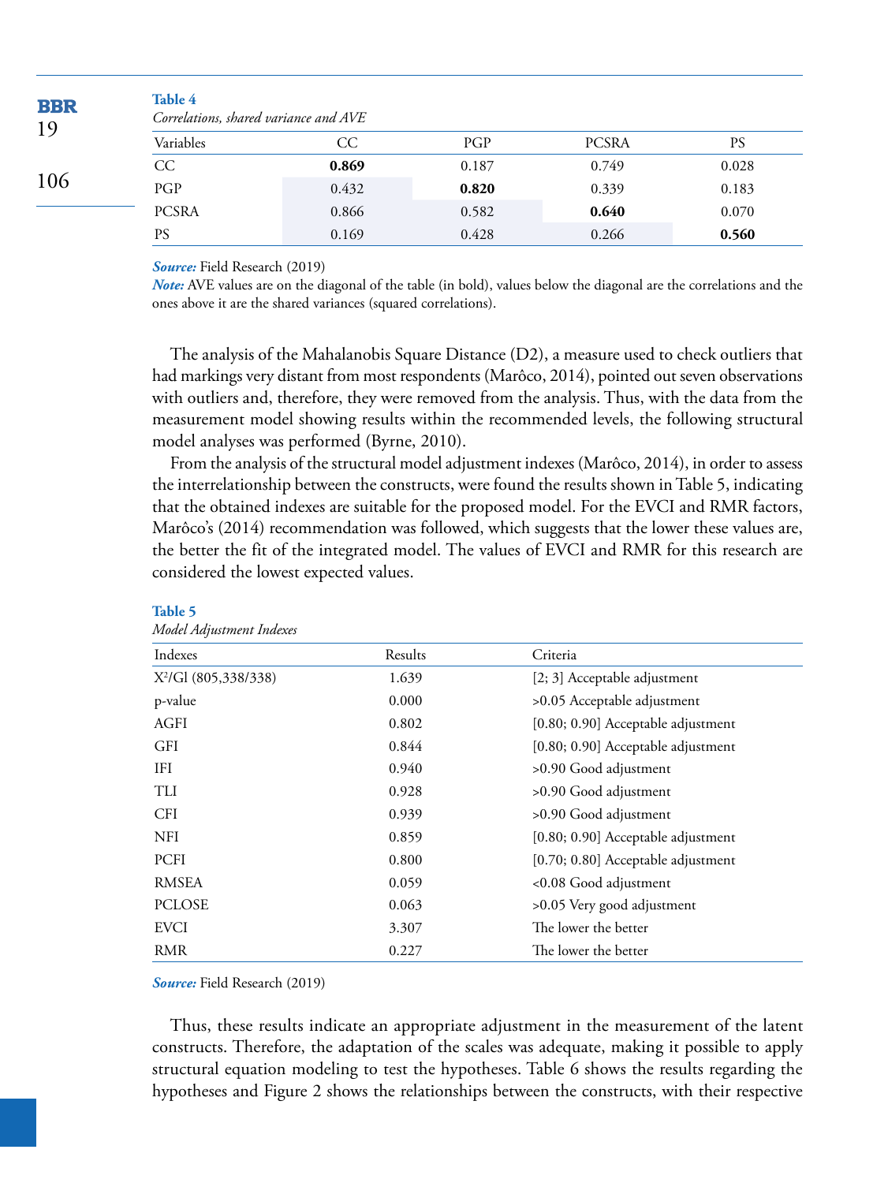**Table 4**
*Correlations, shared variance and AVE*

| Variables | CC | PGP | PCSRA | PS |
|---|---|---|---|---|
| CC | **0.869** | 0.187 | 0.749 | 0.028 |
| PGP | 0.432 | **0.820** | 0.339 | 0.183 |
| PCSRA | 0.866 | 0.582 | **0.640** | 0.070 |
| PS | 0.169 | 0.428 | 0.266 | **0.560** |

***Source:*** Field Research (2019)
***Note:*** AVE values are on the diagonal of the table (in bold), values below the diagonal are the correlations and the ones above it are the shared variances (squared correlations).

The analysis of the Mahalanobis Square Distance (D2), a measure used to check outliers that had markings very distant from most respondents (Marôco, 2014), pointed out seven observations with outliers and, therefore, they were removed from the analysis. Thus, with the data from the measurement model showing results within the recommended levels, the following structural model analyses was performed (Byrne, 2010).

From the analysis of the structural model adjustment indexes (Marôco, 2014), in order to assess the interrelationship between the constructs, were found the results shown in Table 5, indicating that the obtained indexes are suitable for the proposed model. For the EVCI and RMR factors, Marôco's (2014) recommendation was followed, which suggests that the lower these values are, the better the fit of the integrated model. The values of EVCI and RMR for this research are considered the lowest expected values.

**Table 5**
*Model Adjustment Indexes*

| Indexes | Results | Criteria |
|---|---|---|
| $X^2$/Gl (805,338/338) | 1.639 | [2; 3] Acceptable adjustment |
| p-value | 0.000 | >0.05 Acceptable adjustment |
| AGFI | 0.802 | [0.80; 0.90] Acceptable adjustment |
| GFI | 0.844 | [0.80; 0.90] Acceptable adjustment |
| IFI | 0.940 | >0.90 Good adjustment |
| TLI | 0.928 | >0.90 Good adjustment |
| CFI | 0.939 | >0.90 Good adjustment |
| NFI | 0.859 | [0.80; 0.90] Acceptable adjustment |
| PCFI | 0.800 | [0.70; 0.80] Acceptable adjustment |
| RMSEA | 0.059 | <0.08 Good adjustment |
| PCLOSE | 0.063 | >0.05 Very good adjustment |
| EVCI | 3.307 | The lower the better |
| RMR | 0.227 | The lower the better |

***Source:*** Field Research (2019)

Thus, these results indicate an appropriate adjustment in the measurement of the latent constructs. Therefore, the adaptation of the scales was adequate, making it possible to apply structural equation modeling to test the hypotheses. Table 6 shows the results regarding the hypotheses and Figure 2 shows the relationships between the constructs, with their respective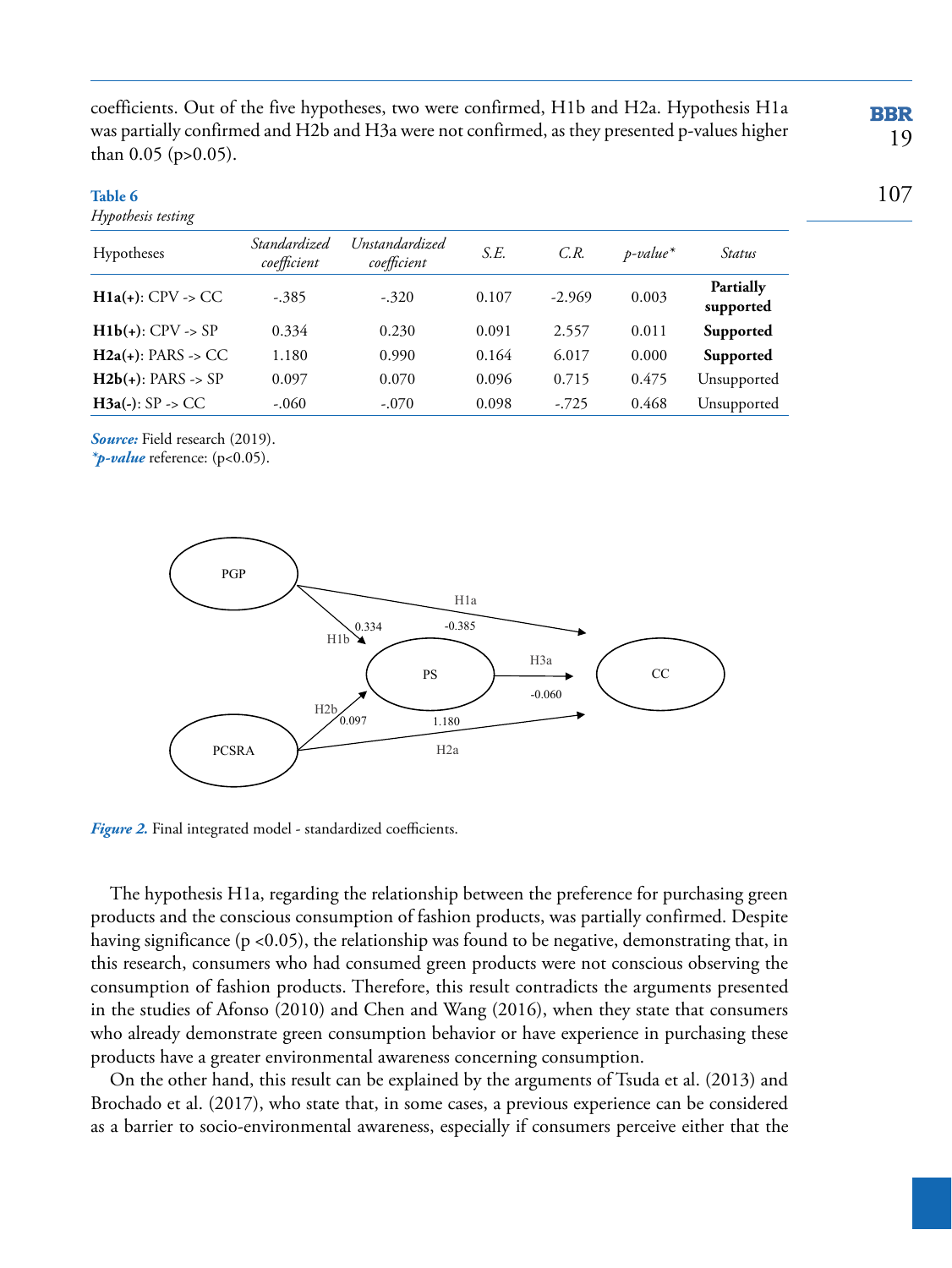coefficients. Out of the five hypotheses, two were confirmed, H1b and H2a. Hypothesis H1a was partially confirmed and H2b and H3a were not confirmed, as they presented p-values higher than 0.05 (p>0.05).

**Table 6**
*Hypothesis testing*

| Hypotheses | *Standardized coefficient* | *Unstandardized coefficient* | *S.E.* | *C.R.* | *p-value\** | *Status* |
|---|---|---|---|---|---|---|
| **H1a(+)**: CPV -> CC | -.385 | -.320 | 0.107 | -2.969 | 0.003 | **Partially supported** |
| **H1b(+)**: CPV -> SP | 0.334 | 0.230 | 0.091 | 2.557 | 0.011 | **Supported** |
| **H2a(+)**: PARS -> CC | 1.180 | 0.990 | 0.164 | 6.017 | 0.000 | **Supported** |
| **H2b(+)**: PARS -> SP | 0.097 | 0.070 | 0.096 | 0.715 | 0.475 | Unsupported |
| **H3a(-)**: SP -> CC | -.060 | -.070 | 0.098 | -.725 | 0.468 | Unsupported |

***Source:*** Field research (2019).
***\*p-value*** reference: (p<0.05).

***Figure 2.*** Final integrated model - standardized coefficients.

The hypothesis H1a, regarding the relationship between the preference for purchasing green products and the conscious consumption of fashion products, was partially confirmed. Despite having significance ($p < 0.05$), the relationship was found to be negative, demonstrating that, in this research, consumers who had consumed green products were not conscious observing the consumption of fashion products. Therefore, this result contradicts the arguments presented in the studies of Afonso (2010) and Chen and Wang (2016), when they state that consumers who already demonstrate green consumption behavior or have experience in purchasing these products have a greater environmental awareness concerning consumption.

On the other hand, this result can be explained by the arguments of Tsuda et al. (2013) and Brochado et al. (2017), who state that, in some cases, a previous experience can be considered as a barrier to socio-environmental awareness, especially if consumers perceive either that the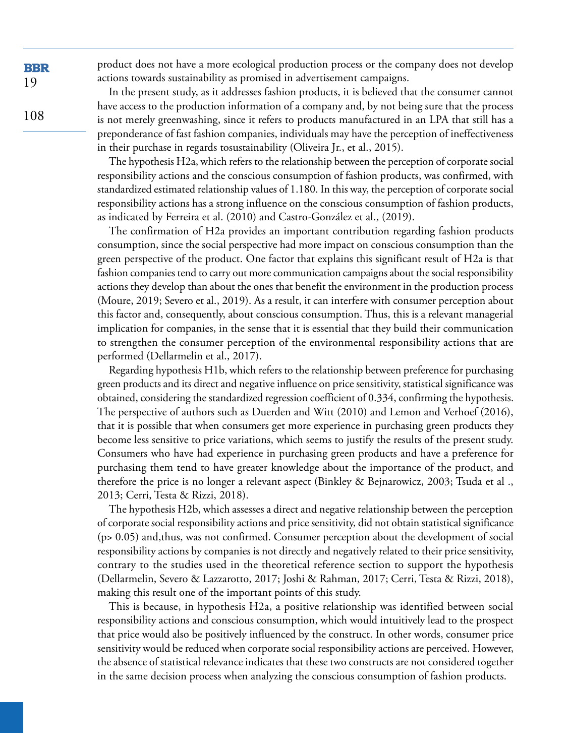product does not have a more ecological production process or the company does not develop actions towards sustainability as promised in advertisement campaigns.

In the present study, as it addresses fashion products, it is believed that the consumer cannot have access to the production information of a company and, by not being sure that the process is not merely greenwashing, since it refers to products manufactured in an LPA that still has a preponderance of fast fashion companies, individuals may have the perception of ineffectiveness in their purchase in regards tosustainability (Oliveira Jr., et al., 2015).

The hypothesis H2a, which refers to the relationship between the perception of corporate social responsibility actions and the conscious consumption of fashion products, was confirmed, with standardized estimated relationship values of 1.180. In this way, the perception of corporate social responsibility actions has a strong influence on the conscious consumption of fashion products, as indicated by Ferreira et al. (2010) and Castro-González et al., (2019).

The confirmation of H2a provides an important contribution regarding fashion products consumption, since the social perspective had more impact on conscious consumption than the green perspective of the product. One factor that explains this significant result of H2a is that fashion companies tend to carry out more communication campaigns about the social responsibility actions they develop than about the ones that benefit the environment in the production process (Moure, 2019; Severo et al., 2019). As a result, it can interfere with consumer perception about this factor and, consequently, about conscious consumption. Thus, this is a relevant managerial implication for companies, in the sense that it is essential that they build their communication to strengthen the consumer perception of the environmental responsibility actions that are performed (Dellarmelin et al., 2017).

Regarding hypothesis H1b, which refers to the relationship between preference for purchasing green products and its direct and negative influence on price sensitivity, statistical significance was obtained, considering the standardized regression coefficient of 0.334, confirming the hypothesis. The perspective of authors such as Duerden and Witt (2010) and Lemon and Verhoef (2016), that it is possible that when consumers get more experience in purchasing green products they become less sensitive to price variations, which seems to justify the results of the present study. Consumers who have had experience in purchasing green products and have a preference for purchasing them tend to have greater knowledge about the importance of the product, and therefore the price is no longer a relevant aspect (Binkley & Bejnarowicz, 2003; Tsuda et al ., 2013; Cerri, Testa & Rizzi, 2018).

The hypothesis H2b, which assesses a direct and negative relationship between the perception of corporate social responsibility actions and price sensitivity, did not obtain statistical significance ($p > 0.05$) and,thus, was not confirmed. Consumer perception about the development of social responsibility actions by companies is not directly and negatively related to their price sensitivity, contrary to the studies used in the theoretical reference section to support the hypothesis (Dellarmelin, Severo & Lazzarotto, 2017; Joshi & Rahman, 2017; Cerri, Testa & Rizzi, 2018), making this result one of the important points of this study.

This is because, in hypothesis H2a, a positive relationship was identified between social responsibility actions and conscious consumption, which would intuitively lead to the prospect that price would also be positively influenced by the construct. In other words, consumer price sensitivity would be reduced when corporate social responsibility actions are perceived. However, the absence of statistical relevance indicates that these two constructs are not considered together in the same decision process when analyzing the conscious consumption of fashion products.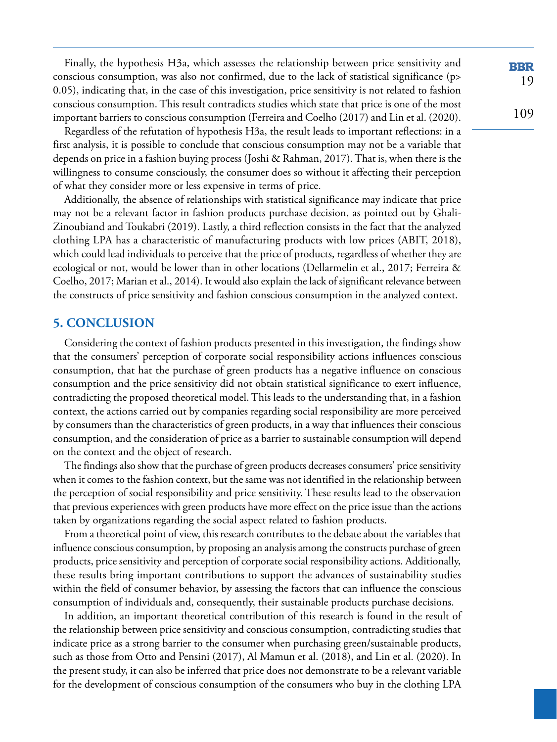Finally, the hypothesis H3a, which assesses the relationship between price sensitivity and conscious consumption, was also not confirmed, due to the lack of statistical significance ($p > 0.05$), indicating that, in the case of this investigation, price sensitivity is not related to fashion conscious consumption. This result contradicts studies which state that price is one of the most important barriers to conscious consumption (Ferreira and Coelho (2017) and Lin et al. (2020).

Regardless of the refutation of hypothesis H3a, the result leads to important reflections: in a first analysis, it is possible to conclude that conscious consumption may not be a variable that depends on price in a fashion buying process (Joshi & Rahman, 2017). That is, when there is the willingness to consume consciously, the consumer does so without it affecting their perception of what they consider more or less expensive in terms of price.

Additionally, the absence of relationships with statistical significance may indicate that price may not be a relevant factor in fashion products purchase decision, as pointed out by Ghali-Zinoubiand and Toukabri (2019). Lastly, a third reflection consists in the fact that the analyzed clothing LPA has a characteristic of manufacturing products with low prices (ABIT, 2018), which could lead individuals to perceive that the price of products, regardless of whether they are ecological or not, would be lower than in other locations (Dellarmelin et al., 2017; Ferreira & Coelho, 2017; Marian et al., 2014). It would also explain the lack of significant relevance between the constructs of price sensitivity and fashion conscious consumption in the analyzed context.

## 5. CONCLUSION

Considering the context of fashion products presented in this investigation, the findings show that the consumers' perception of corporate social responsibility actions influences conscious consumption, that hat the purchase of green products has a negative influence on conscious consumption and the price sensitivity did not obtain statistical significance to exert influence, contradicting the proposed theoretical model. This leads to the understanding that, in a fashion context, the actions carried out by companies regarding social responsibility are more perceived by consumers than the characteristics of green products, in a way that influences their conscious consumption, and the consideration of price as a barrier to sustainable consumption will depend on the context and the object of research.

The findings also show that the purchase of green products decreases consumers' price sensitivity when it comes to the fashion context, but the same was not identified in the relationship between the perception of social responsibility and price sensitivity. These results lead to the observation that previous experiences with green products have more effect on the price issue than the actions taken by organizations regarding the social aspect related to fashion products.

From a theoretical point of view, this research contributes to the debate about the variables that influence conscious consumption, by proposing an analysis among the constructs purchase of green products, price sensitivity and perception of corporate social responsibility actions. Additionally, these results bring important contributions to support the advances of sustainability studies within the field of consumer behavior, by assessing the factors that can influence the conscious consumption of individuals and, consequently, their sustainable products purchase decisions.

In addition, an important theoretical contribution of this research is found in the result of the relationship between price sensitivity and conscious consumption, contradicting studies that indicate price as a strong barrier to the consumer when purchasing green/sustainable products, such as those from Otto and Pensini (2017), Al Mamun et al. (2018), and Lin et al. (2020). In the present study, it can also be inferred that price does not demonstrate to be a relevant variable for the development of conscious consumption of the consumers who buy in the clothing LPA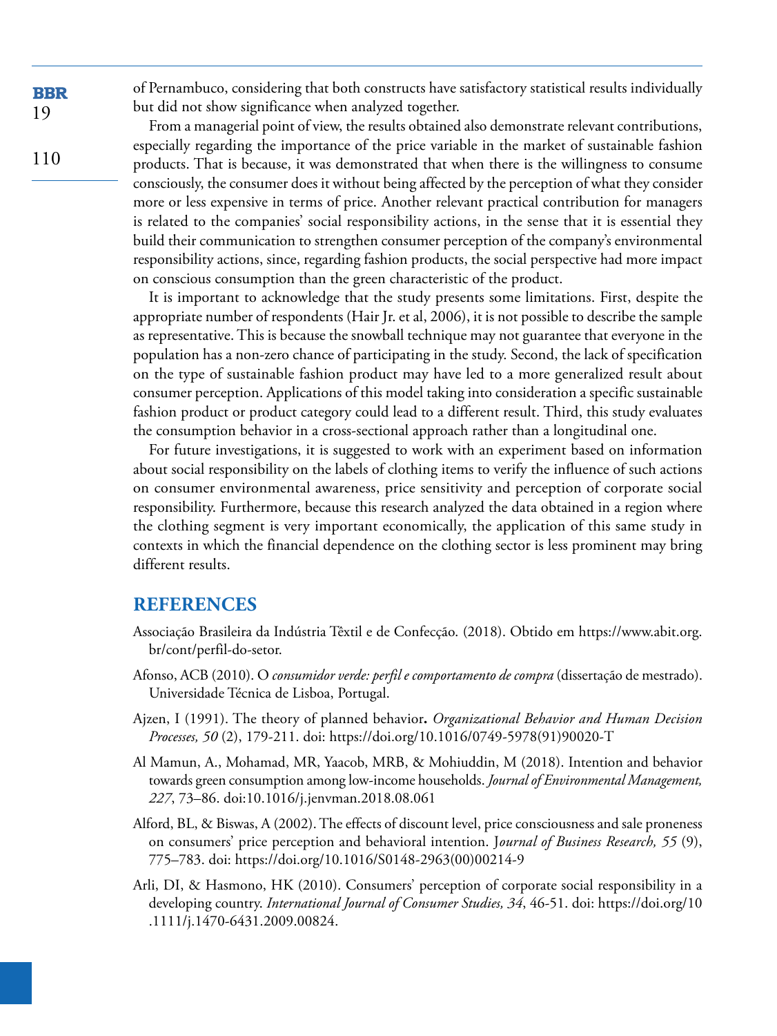of Pernambuco, considering that both constructs have satisfactory statistical results individually but did not show significance when analyzed together.

From a managerial point of view, the results obtained also demonstrate relevant contributions, especially regarding the importance of the price variable in the market of sustainable fashion products. That is because, it was demonstrated that when there is the willingness to consume consciously, the consumer does it without being affected by the perception of what they consider more or less expensive in terms of price. Another relevant practical contribution for managers is related to the companies' social responsibility actions, in the sense that it is essential they build their communication to strengthen consumer perception of the company's environmental responsibility actions, since, regarding fashion products, the social perspective had more impact on conscious consumption than the green characteristic of the product.

It is important to acknowledge that the study presents some limitations. First, despite the appropriate number of respondents (Hair Jr. et al, 2006), it is not possible to describe the sample as representative. This is because the snowball technique may not guarantee that everyone in the population has a non-zero chance of participating in the study. Second, the lack of specification on the type of sustainable fashion product may have led to a more generalized result about consumer perception. Applications of this model taking into consideration a specific sustainable fashion product or product category could lead to a different result. Third, this study evaluates the consumption behavior in a cross-sectional approach rather than a longitudinal one.

For future investigations, it is suggested to work with an experiment based on information about social responsibility on the labels of clothing items to verify the influence of such actions on consumer environmental awareness, price sensitivity and perception of corporate social responsibility. Furthermore, because this research analyzed the data obtained in a region where the clothing segment is very important economically, the application of this same study in contexts in which the financial dependence on the clothing sector is less prominent may bring different results.

## REFERENCES

Associação Brasileira da Indústria Têxtil e de Confecção. (2018). Obtido em https://www.abit.org.br/cont/perfil-do-setor.

Afonso, ACB (2010). O *consumidor verde: perfil e comportamento de compra* (dissertação de mestrado). Universidade Técnica de Lisboa, Portugal.

Ajzen, I (1991). The theory of planned behavior**.** *Organizational Behavior and Human Decision Processes, 50* (2), 179-211. doi: https://doi.org/10.1016/0749-5978(91)90020-T

Al Mamun, A., Mohamad, MR, Yaacob, MRB, & Mohiuddin, M (2018). Intention and behavior towards green consumption among low-income households. *Journal of Environmental Management, 227*, 73–86. doi:10.1016/j.jenvman.2018.08.061

Alford, BL, & Biswas, A (2002). The effects of discount level, price consciousness and sale proneness on consumers' price perception and behavioral intention. J*ournal of Business Research, 55* (9), 775–783. doi: https://doi.org/10.1016/S0148-2963(00)00214-9

Arli, DI, & Hasmono, HK (2010). Consumers' perception of corporate social responsibility in a developing country. *International Journal of Consumer Studies, 34*, 46-51. doi: https://doi.org/10.1111/j.1470-6431.2009.00824.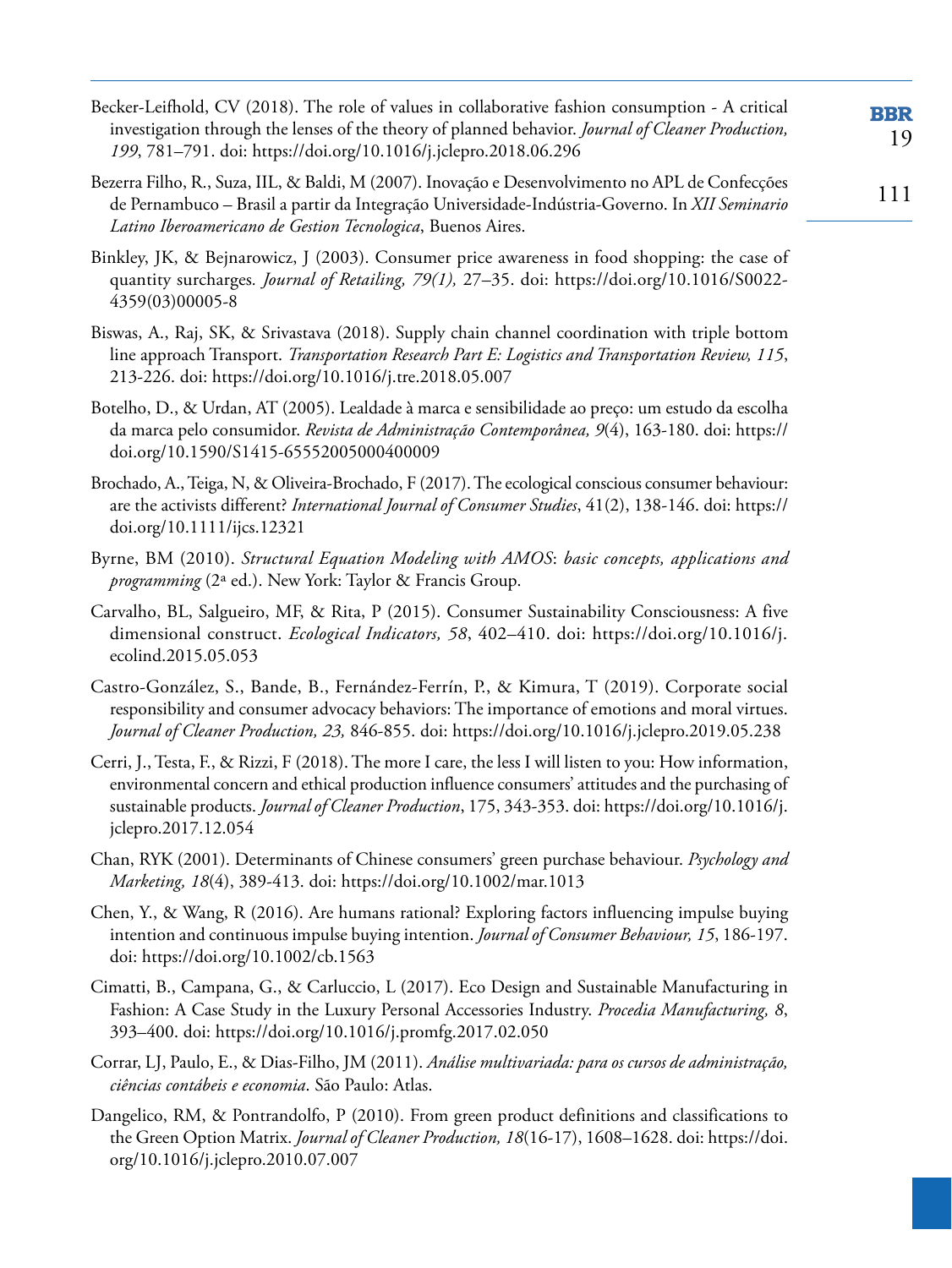Becker-Leifhold, CV (2018). The role of values in collaborative fashion consumption - A critical investigation through the lenses of the theory of planned behavior. *Journal of Cleaner Production, 199*, 781–791. doi: https://doi.org/10.1016/j.jclepro.2018.06.296

Bezerra Filho, R., Suza, IIL, & Baldi, M (2007). Inovação e Desenvolvimento no APL de Confecções de Pernambuco – Brasil a partir da Integração Universidade-Indústria-Governo. In *XII Seminario Latino Iberoamericano de Gestion Tecnologica*, Buenos Aires.

Binkley, JK, & Bejnarowicz, J (2003). Consumer price awareness in food shopping: the case of quantity surcharges. *Journal of Retailing, 79(1),* 27–35. doi: https://doi.org/10.1016/S0022-4359(03)00005-8

Biswas, A., Raj, SK, & Srivastava (2018). Supply chain channel coordination with triple bottom line approach Transport. *Transportation Research Part E: Logistics and Transportation Review, 115*, 213-226. doi: https://doi.org/10.1016/j.tre.2018.05.007

Botelho, D., & Urdan, AT (2005). Lealdade à marca e sensibilidade ao preço: um estudo da escolha da marca pelo consumidor. *Revista de Administração Contemporânea, 9*(4), 163-180. doi: https://doi.org/10.1590/S1415-65552005000400009

Brochado, A., Teiga, N, & Oliveira-Brochado, F (2017). The ecological conscious consumer behaviour: are the activists different? *International Journal of Consumer Studies*, 41(2), 138-146. doi: https://doi.org/10.1111/ijcs.12321

Byrne, BM (2010). *Structural Equation Modeling with AMOS*: *basic concepts, applications and programming* (2ª ed.). New York: Taylor & Francis Group.

Carvalho, BL, Salgueiro, MF, & Rita, P (2015). Consumer Sustainability Consciousness: A five dimensional construct. *Ecological Indicators, 58*, 402–410. doi: https://doi.org/10.1016/j.ecolind.2015.05.053

Castro-González, S., Bande, B., Fernández-Ferrín, P., & Kimura, T (2019). Corporate social responsibility and consumer advocacy behaviors: The importance of emotions and moral virtues. *Journal of Cleaner Production, 23,* 846-855. doi: https://doi.org/10.1016/j.jclepro.2019.05.238

Cerri, J., Testa, F., & Rizzi, F (2018). The more I care, the less I will listen to you: How information, environmental concern and ethical production influence consumers' attitudes and the purchasing of sustainable products. *Journal of Cleaner Production*, 175, 343-353. doi: https://doi.org/10.1016/j.jclepro.2017.12.054

Chan, RYK (2001). Determinants of Chinese consumers' green purchase behaviour. *Psychology and Marketing, 18*(4), 389-413. doi: https://doi.org/10.1002/mar.1013

Chen, Y., & Wang, R (2016). Are humans rational? Exploring factors influencing impulse buying intention and continuous impulse buying intention. *Journal of Consumer Behaviour, 15*, 186-197. doi: https://doi.org/10.1002/cb.1563

Cimatti, B., Campana, G., & Carluccio, L (2017). Eco Design and Sustainable Manufacturing in Fashion: A Case Study in the Luxury Personal Accessories Industry. *Procedia Manufacturing, 8*, 393–400. doi: https://doi.org/10.1016/j.promfg.2017.02.050

Corrar, LJ, Paulo, E., & Dias-Filho, JM (2011). *Análise multivariada: para os cursos de administração, ciências contábeis e economia*. São Paulo: Atlas.

Dangelico, RM, & Pontrandolfo, P (2010). From green product definitions and classifications to the Green Option Matrix. *Journal of Cleaner Production, 18*(16-17), 1608–1628. doi: https://doi.org/10.1016/j.jclepro.2010.07.007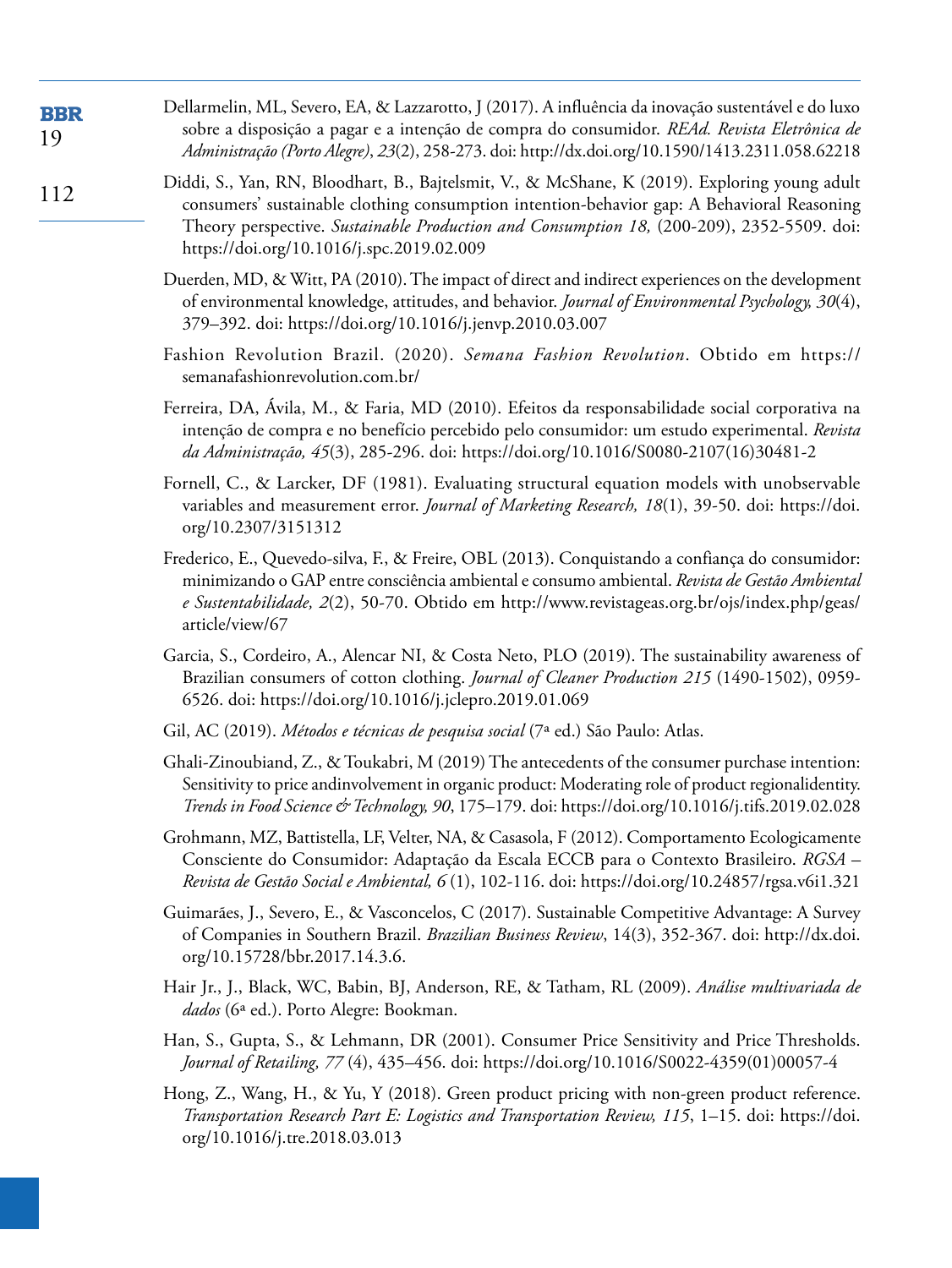Dellarmelin, ML, Severo, EA, & Lazzarotto, J (2017). A influência da inovação sustentável e do luxo sobre a disposição a pagar e a intenção de compra do consumidor. *REAd. Revista Eletrônica de Administração (Porto Alegre)*, *23*(2), 258-273. doi: http://dx.doi.org/10.1590/1413.2311.058.62218

Diddi, S., Yan, RN, Bloodhart, B., Bajtelsmit, V., & McShane, K (2019). Exploring young adult consumers' sustainable clothing consumption intention-behavior gap: A Behavioral Reasoning Theory perspective. *Sustainable Production and Consumption 18,* (200-209), 2352-5509. doi: https://doi.org/10.1016/j.spc.2019.02.009

Duerden, MD, & Witt, PA (2010). The impact of direct and indirect experiences on the development of environmental knowledge, attitudes, and behavior. *Journal of Environmental Psychology, 30*(4), 379–392. doi: https://doi.org/10.1016/j.jenvp.2010.03.007

Fashion Revolution Brazil. (2020). *Semana Fashion Revolution*. Obtido em https://semanafashionrevolution.com.br/

Ferreira, DA, Ávila, M., & Faria, MD (2010). Efeitos da responsabilidade social corporativa na intenção de compra e no benefício percebido pelo consumidor: um estudo experimental. *Revista da Administração, 45*(3), 285-296. doi: https://doi.org/10.1016/S0080-2107(16)30481-2

Fornell, C., & Larcker, DF (1981). Evaluating structural equation models with unobservable variables and measurement error. *Journal of Marketing Research, 18*(1), 39-50. doi: https://doi.org/10.2307/3151312

Frederico, E., Quevedo-silva, F., & Freire, OBL (2013). Conquistando a confiança do consumidor: minimizando o GAP entre consciência ambiental e consumo ambiental. *Revista de Gestão Ambiental e Sustentabilidade, 2*(2), 50-70. Obtido em http://www.revistageas.org.br/ojs/index.php/geas/article/view/67

Garcia, S., Cordeiro, A., Alencar NI, & Costa Neto, PLO (2019). The sustainability awareness of Brazilian consumers of cotton clothing. *Journal of Cleaner Production 215* (1490-1502), 0959-6526. doi: https://doi.org/10.1016/j.jclepro.2019.01.069

Gil, AC (2019). *Métodos e técnicas de pesquisa social* (7ª ed.) São Paulo: Atlas.

Ghali-Zinoubiand, Z., & Toukabri, M (2019) The antecedents of the consumer purchase intention: Sensitivity to price andinvolvement in organic product: Moderating role of product regionalidentity. *Trends in Food Science & Technology, 90*, 175–179. doi: https://doi.org/10.1016/j.tifs.2019.02.028

Grohmann, MZ, Battistella, LF, Velter, NA, & Casasola, F (2012). Comportamento Ecologicamente Consciente do Consumidor: Adaptação da Escala ECCB para o Contexto Brasileiro. *RGSA – Revista de Gestão Social e Ambiental, 6* (1), 102-116. doi: https://doi.org/10.24857/rgsa.v6i1.321

Guimarães, J., Severo, E., & Vasconcelos, C (2017). Sustainable Competitive Advantage: A Survey of Companies in Southern Brazil. *Brazilian Business Review*, 14(3), 352-367. doi: http://dx.doi.org/10.15728/bbr.2017.14.3.6.

Hair Jr., J., Black, WC, Babin, BJ, Anderson, RE, & Tatham, RL (2009). *Análise multivariada de dados* (6ª ed.). Porto Alegre: Bookman.

Han, S., Gupta, S., & Lehmann, DR (2001). Consumer Price Sensitivity and Price Thresholds. *Journal of Retailing, 77* (4), 435–456. doi: https://doi.org/10.1016/S0022-4359(01)00057-4

Hong, Z., Wang, H., & Yu, Y (2018). Green product pricing with non-green product reference. *Transportation Research Part E: Logistics and Transportation Review, 115*, 1–15. doi: https://doi.org/10.1016/j.tre.2018.03.013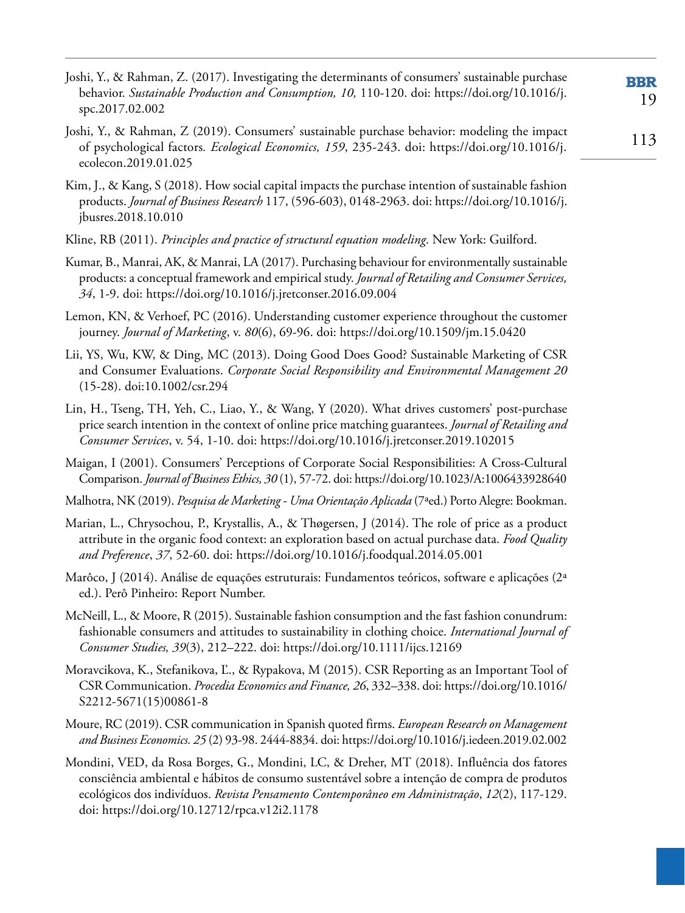Joshi, Y., & Rahman, Z. (2017). Investigating the determinants of consumers' sustainable purchase behavior. *Sustainable Production and Consumption, 10,* 110-120. doi: https://doi.org/10.1016/j.spc.2017.02.002

Joshi, Y., & Rahman, Z (2019). Consumers' sustainable purchase behavior: modeling the impact of psychological factors. *Ecological Economics, 159*, 235-243. doi: https://doi.org/10.1016/j.ecolecon.2019.01.025

Kim, J., & Kang, S (2018). How social capital impacts the purchase intention of sustainable fashion products. *Journal of Business Research* 117, (596-603), 0148-2963. doi: https://doi.org/10.1016/j.jbusres.2018.10.010

Kline, RB (2011). *Principles and practice of structural equation modeling*. New York: Guilford.

Kumar, B., Manrai, AK, & Manrai, LA (2017). Purchasing behaviour for environmentally sustainable products: a conceptual framework and empirical study. *Journal of Retailing and Consumer Services, 34*, 1-9. doi: https://doi.org/10.1016/j.jretconser.2016.09.004

Lemon, KN, & Verhoef, PC (2016). Understanding customer experience throughout the customer journey. *Journal of Marketing*, v. *80*(6), 69-96. doi: https://doi.org/10.1509/jm.15.0420

Lii, YS, Wu, KW, & Ding, MC (2013). Doing Good Does Good? Sustainable Marketing of CSR and Consumer Evaluations. *Corporate Social Responsibility and Environmental Management 20* (15-28). doi:10.1002/csr.294

Lin, H., Tseng, TH, Yeh, C., Liao, Y., & Wang, Y (2020). What drives customers' post-purchase price search intention in the context of online price matching guarantees. *Journal of Retailing and Consumer Services*, v. 54, 1-10. doi: https://doi.org/10.1016/j.jretconser.2019.102015

Maigan, I (2001). Consumers' Perceptions of Corporate Social Responsibilities: A Cross-Cultural Comparison. *Journal of Business Ethics, 30* (1), 57-72. doi: https://doi.org/10.1023/A:1006433928640

Malhotra, NK (2019). *Pesquisa de Marketing - Uma Orientação Aplicada* (7ªed.) Porto Alegre: Bookman.

Marian, L., Chrysochou, P., Krystallis, A., & Thøgersen, J (2014). The role of price as a product attribute in the organic food context: an exploration based on actual purchase data. *Food Quality and Preference*, *37*, 52-60. doi: https://doi.org/10.1016/j.foodqual.2014.05.001

Marôco, J (2014). Análise de equações estruturais: Fundamentos teóricos, software e aplicações (2ª ed.). Perô Pinheiro: Report Number.

McNeill, L., & Moore, R (2015). Sustainable fashion consumption and the fast fashion conundrum: fashionable consumers and attitudes to sustainability in clothing choice. *International Journal of Consumer Studies, 39*(3), 212–222. doi: https://doi.org/10.1111/ijcs.12169

Moravcikova, K., Stefanikova, Ľ., & Rypakova, M (2015). CSR Reporting as an Important Tool of CSR Communication. *Procedia Economics and Finance, 26*, 332–338. doi: https://doi.org/10.1016/S2212-5671(15)00861-8

Moure, RC (2019). CSR communication in Spanish quoted firms. *European Research on Management and Business Economics. 25* (2) 93-98. 2444-8834. doi: https://doi.org/10.1016/j.iedeen.2019.02.002

Mondini, VED, da Rosa Borges, G., Mondini, LC, & Dreher, MT (2018). Influência dos fatores consciência ambiental e hábitos de consumo sustentável sobre a intenção de compra de produtos ecológicos dos indivíduos. *Revista Pensamento Contemporâneo em Administração*, *12*(2), 117-129. doi: https://doi.org/10.12712/rpca.v12i2.1178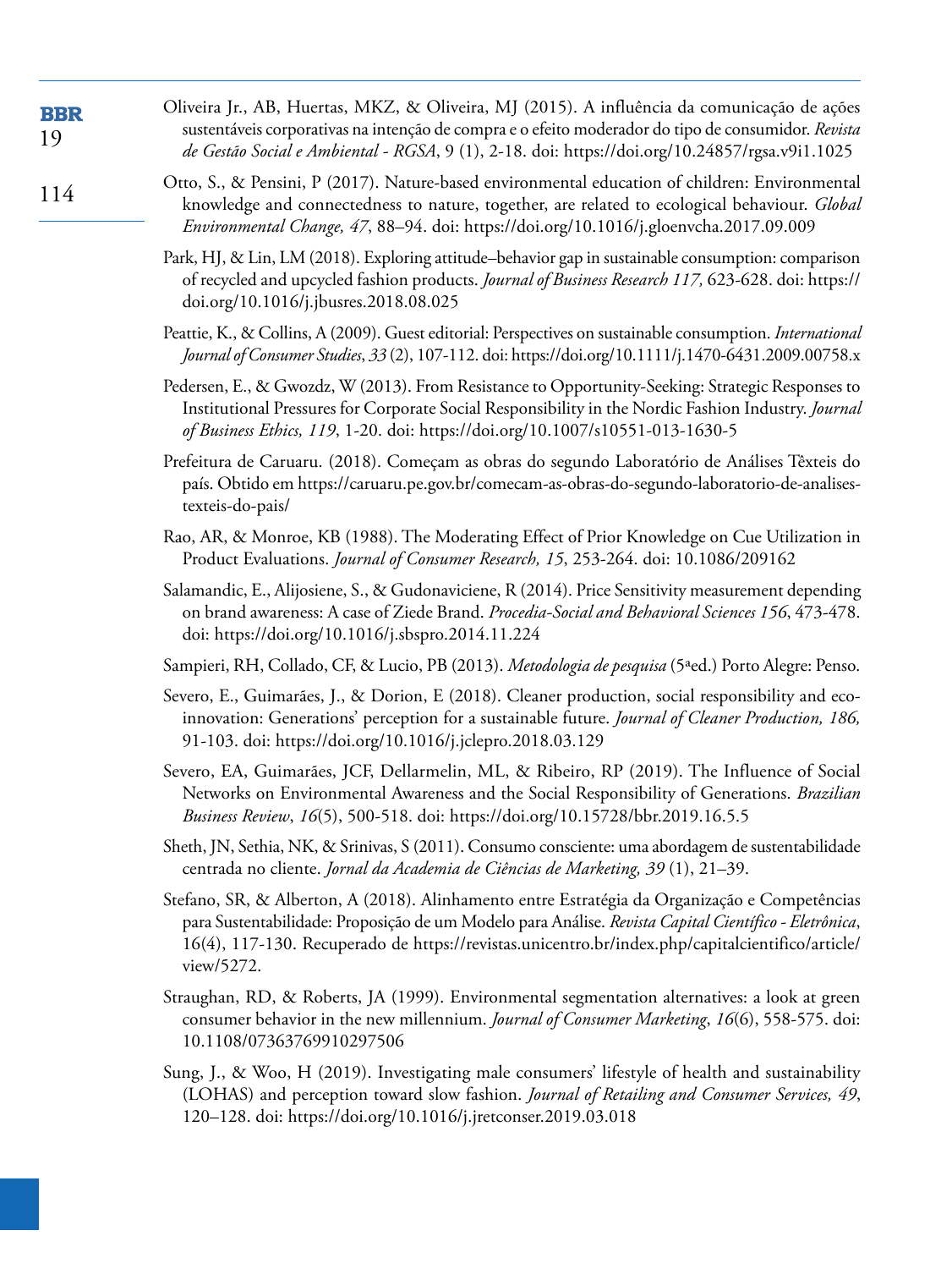Oliveira Jr., AB, Huertas, MKZ, & Oliveira, MJ (2015). A influência da comunicação de ações sustentáveis corporativas na intenção de compra e o efeito moderador do tipo de consumidor. *Revista de Gestão Social e Ambiental - RGSA*, 9 (1), 2-18. doi: https://doi.org/10.24857/rgsa.v9i1.1025

Otto, S., & Pensini, P (2017). Nature-based environmental education of children: Environmental knowledge and connectedness to nature, together, are related to ecological behaviour. *Global Environmental Change, 47*, 88–94. doi: https://doi.org/10.1016/j.gloenvcha.2017.09.009

Park, HJ, & Lin, LM (2018). Exploring attitude–behavior gap in sustainable consumption: comparison of recycled and upcycled fashion products. *Journal of Business Research 117,* 623-628. doi: https://doi.org/10.1016/j.jbusres.2018.08.025

Peattie, K., & Collins, A (2009). Guest editorial: Perspectives on sustainable consumption. *International Journal of Consumer Studies*, *33* (2), 107-112. doi: https://doi.org/10.1111/j.1470-6431.2009.00758.x

Pedersen, E., & Gwozdz, W (2013). From Resistance to Opportunity-Seeking: Strategic Responses to Institutional Pressures for Corporate Social Responsibility in the Nordic Fashion Industry. *Journal of Business Ethics, 119*, 1-20. doi: https://doi.org/10.1007/s10551-013-1630-5

Prefeitura de Caruaru. (2018). Começam as obras do segundo Laboratório de Análises Têxteis do país. Obtido em https://caruaru.pe.gov.br/comecam-as-obras-do-segundo-laboratorio-de-analises-texteis-do-pais/

Rao, AR, & Monroe, KB (1988). The Moderating Effect of Prior Knowledge on Cue Utilization in Product Evaluations. *Journal of Consumer Research, 15*, 253-264. doi: 10.1086/209162

Salamandic, E., Alijosiene, S., & Gudonaviciene, R (2014). Price Sensitivity measurement depending on brand awareness: A case of Ziede Brand. *Procedia-Social and Behavioral Sciences 156*, 473-478. doi: https://doi.org/10.1016/j.sbspro.2014.11.224

Sampieri, RH, Collado, CF, & Lucio, PB (2013). *Metodologia de pesquisa* (5ªed.) Porto Alegre: Penso.

Severo, E., Guimarães, J., & Dorion, E (2018). Cleaner production, social responsibility and eco-innovation: Generations' perception for a sustainable future. *Journal of Cleaner Production, 186,* 91-103. doi: https://doi.org/10.1016/j.jclepro.2018.03.129

Severo, EA, Guimarães, JCF, Dellarmelin, ML, & Ribeiro, RP (2019). The Influence of Social Networks on Environmental Awareness and the Social Responsibility of Generations. *Brazilian Business Review*, *16*(5), 500-518. doi: https://doi.org/10.15728/bbr.2019.16.5.5

Sheth, JN, Sethia, NK, & Srinivas, S (2011). Consumo consciente: uma abordagem de sustentabilidade centrada no cliente. *Jornal da Academia de Ciências de Marketing, 39* (1), 21–39.

Stefano, SR, & Alberton, A (2018). Alinhamento entre Estratégia da Organização e Competências para Sustentabilidade: Proposição de um Modelo para Análise. *Revista Capital Científico - Eletrônica*, 16(4), 117-130. Recuperado de https://revistas.unicentro.br/index.php/capitalcientifico/article/view/5272.

Straughan, RD, & Roberts, JA (1999). Environmental segmentation alternatives: a look at green consumer behavior in the new millennium. *Journal of Consumer Marketing*, *16*(6), 558-575. doi: 10.1108/07363769910297506

Sung, J., & Woo, H (2019). Investigating male consumers' lifestyle of health and sustainability (LOHAS) and perception toward slow fashion. *Journal of Retailing and Consumer Services, 49*, 120–128. doi: https://doi.org/10.1016/j.jretconser.2019.03.018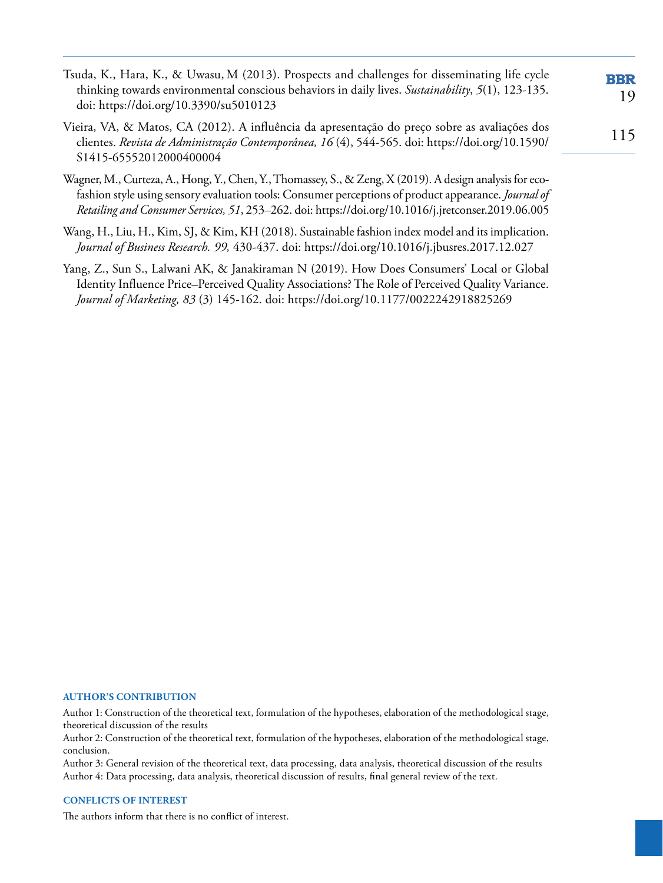Tsuda, K., Hara, K., & Uwasu, M (2013). Prospects and challenges for disseminating life cycle thinking towards environmental conscious behaviors in daily lives. *Sustainability*, *5*(1), 123-135. doi: https://doi.org/10.3390/su5010123

Vieira, VA, & Matos, CA (2012). A influência da apresentação do preço sobre as avaliações dos clientes. *Revista de Administração Contemporânea, 16* (4), 544-565. doi: https://doi.org/10.1590/S1415-65552012000400004

Wagner, M., Curteza, A., Hong, Y., Chen, Y., Thomassey, S., & Zeng, X (2019). A design analysis for eco-fashion style using sensory evaluation tools: Consumer perceptions of product appearance. *Journal of Retailing and Consumer Services, 51*, 253–262. doi: https://doi.org/10.1016/j.jretconser.2019.06.005

Wang, H., Liu, H., Kim, SJ, & Kim, KH (2018). Sustainable fashion index model and its implication. *Journal of Business Research. 99,* 430-437. doi: https://doi.org/10.1016/j.jbusres.2017.12.027

Yang, Z., Sun S., Lalwani AK, & Janakiraman N (2019). How Does Consumers' Local or Global Identity Influence Price–Perceived Quality Associations? The Role of Perceived Quality Variance. *Journal of Marketing, 83* (3) 145-162. doi: https://doi.org/10.1177/0022242918825269

**AUTHOR'S CONTRIBUTION**

Author 1: Construction of the theoretical text, formulation of the hypotheses, elaboration of the methodological stage, theoretical discussion of the results

Author 2: Construction of the theoretical text, formulation of the hypotheses, elaboration of the methodological stage, conclusion.

Author 3: General revision of the theoretical text, data processing, data analysis, theoretical discussion of the results

Author 4: Data processing, data analysis, theoretical discussion of results, final general review of the text.

**CONFLICTS OF INTEREST**

The authors inform that there is no conflict of interest.